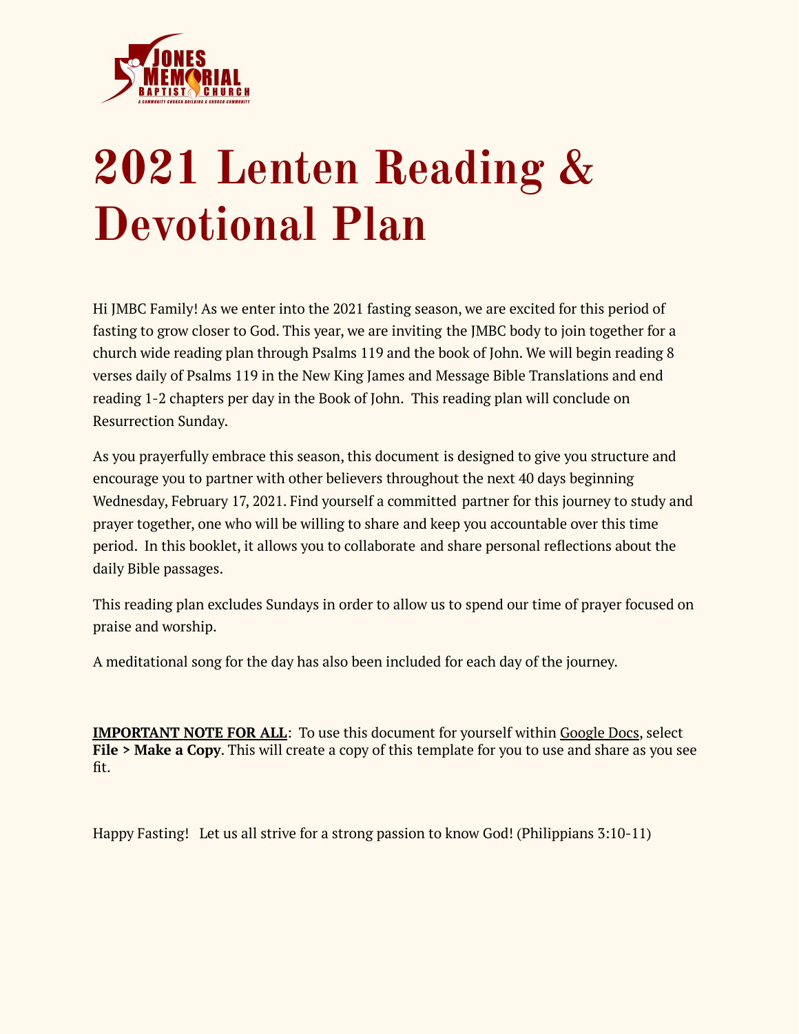# 2021 Lenten Reading & Devotional Plan

Hi JMBC Family! As we enter into the 2021 fasting season, we are excited for this period of fasting to grow closer to God. This year, we are inviting the JMBC body to join together for a church wide reading plan through Psalms 119 and the book of John. We will begin reading 8 verses daily of Psalms 119 in the New King James and Message Bible Translations and end reading 1-2 chapters per day in the Book of John.  This reading plan will conclude on Resurrection Sunday.

As you prayerfully embrace this season, this document is designed to give you structure and encourage you to partner with other believers throughout the next 40 days beginning Wednesday, February 17, 2021. Find yourself a committed partner for this journey to study and prayer together, one who will be willing to share and keep you accountable over this time period.  In this booklet, it allows you to collaborate and share personal reflections about the daily Bible passages.

This reading plan excludes Sundays in order to allow us to spend our time of prayer focused on praise and worship.

A meditational song for the day has also been included for each day of the journey.

**IMPORTANT NOTE FOR ALL**:  To use this document for yourself within Google Docs, select **File > Make a Copy**. This will create a copy of this template for you to use and share as you see fit.

Happy Fasting!   Let us all strive for a strong passion to know God! (Philippians 3:10-11)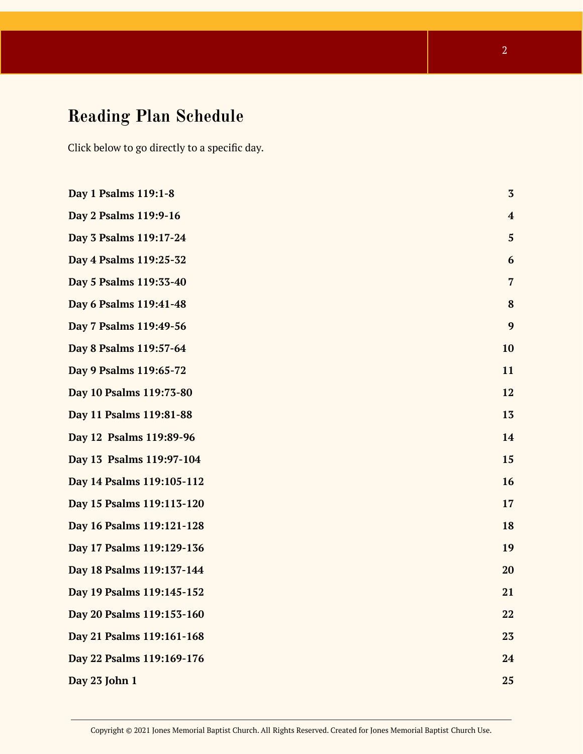## Reading Plan Schedule

Click below to go directly to a specific day.

| | |
|---|---|
| **Day 1 Psalms 119:1-8** | **3** |
| **Day 2 Psalms 119:9-16** | **4** |
| **Day 3 Psalms 119:17-24** | **5** |
| **Day 4 Psalms 119:25-32** | **6** |
| **Day 5 Psalms 119:33-40** | **7** |
| **Day 6 Psalms 119:41-48** | **8** |
| **Day 7 Psalms 119:49-56** | **9** |
| **Day 8 Psalms 119:57-64** | **10** |
| **Day 9 Psalms 119:65-72** | **11** |
| **Day 10 Psalms 119:73-80** | **12** |
| **Day 11 Psalms 119:81-88** | **13** |
| **Day 12 Psalms 119:89-96** | **14** |
| **Day 13 Psalms 119:97-104** | **15** |
| **Day 14 Psalms 119:105-112** | **16** |
| **Day 15 Psalms 119:113-120** | **17** |
| **Day 16 Psalms 119:121-128** | **18** |
| **Day 17 Psalms 119:129-136** | **19** |
| **Day 18 Psalms 119:137-144** | **20** |
| **Day 19 Psalms 119:145-152** | **21** |
| **Day 20 Psalms 119:153-160** | **22** |
| **Day 21 Psalms 119:161-168** | **23** |
| **Day 22 Psalms 119:169-176** | **24** |
| **Day 23 John 1** | **25** |

Copyright © 2021 Jones Memorial Baptist Church. All Rights Reserved. Created for Jones Memorial Baptist Church Use.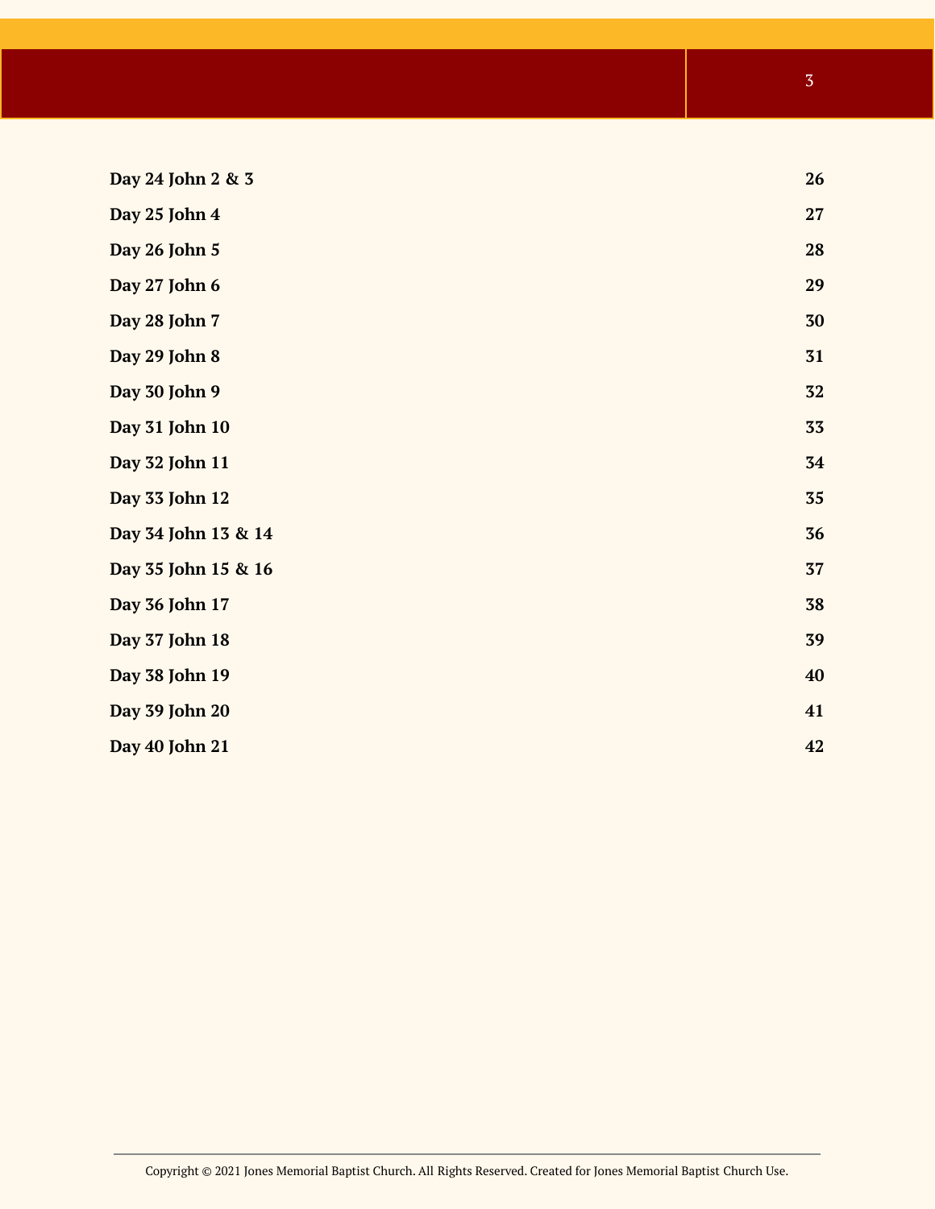| | |
|---|---|
| **Day 24 John 2 & 3** | **26** |
| **Day 25 John 4** | **27** |
| **Day 26 John 5** | **28** |
| **Day 27 John 6** | **29** |
| **Day 28 John 7** | **30** |
| **Day 29 John 8** | **31** |
| **Day 30 John 9** | **32** |
| **Day 31 John 10** | **33** |
| **Day 32 John 11** | **34** |
| **Day 33 John 12** | **35** |
| **Day 34 John 13 & 14** | **36** |
| **Day 35 John 15 & 16** | **37** |
| **Day 36 John 17** | **38** |
| **Day 37 John 18** | **39** |
| **Day 38 John 19** | **40** |
| **Day 39 John 20** | **41** |
| **Day 40 John 21** | **42** |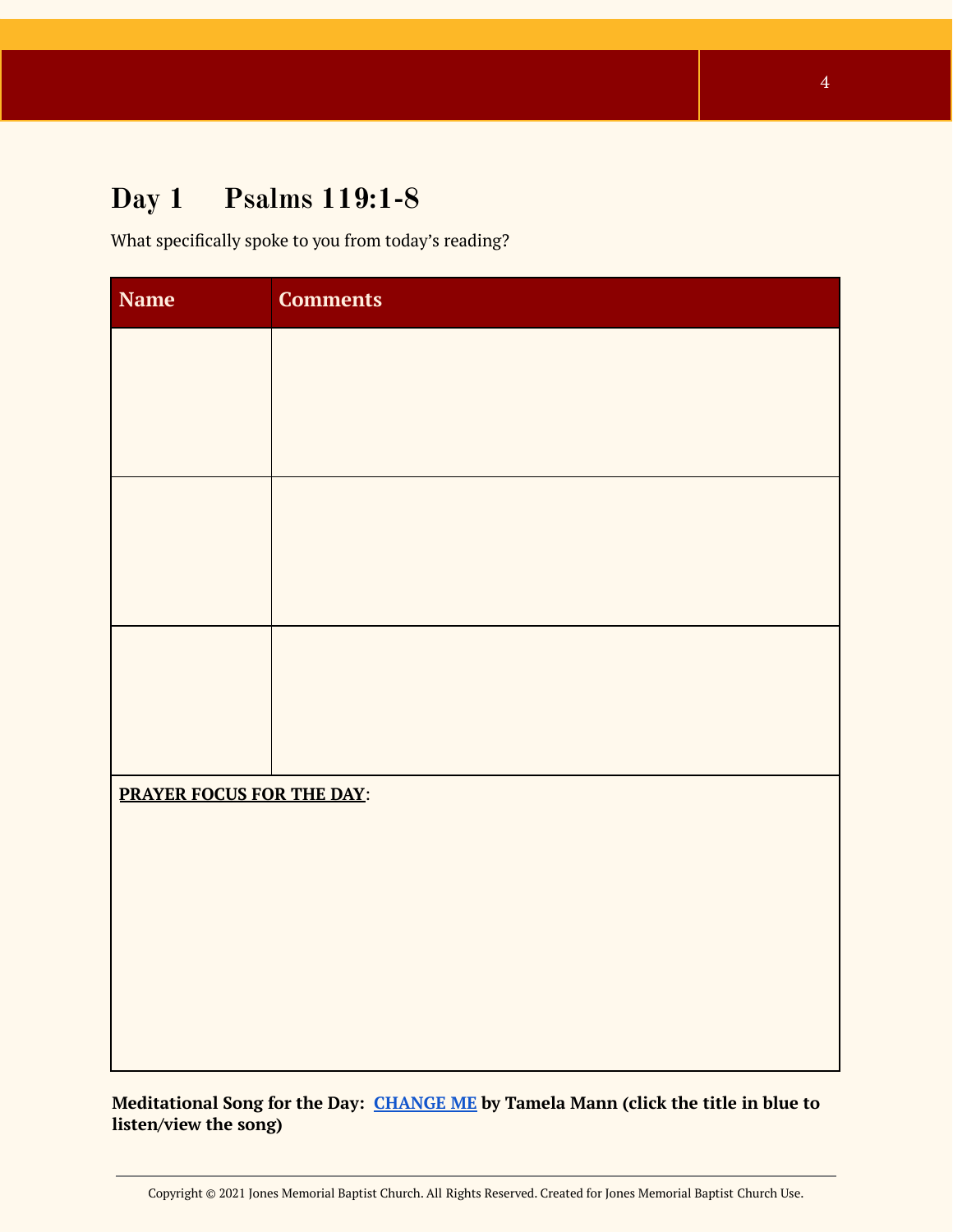## Day 1 Psalms 119:1-8

What specifically spoke to you from today's reading?

| Name | Comments |
|---|---|
| | |
| | |
| | |

**PRAYER FOCUS FOR THE DAY**:

**Meditational Song for the Day: CHANGE ME by Tamela Mann (click the title in blue to listen/view the song)**

Copyright © 2021 Jones Memorial Baptist Church. All Rights Reserved. Created for Jones Memorial Baptist Church Use.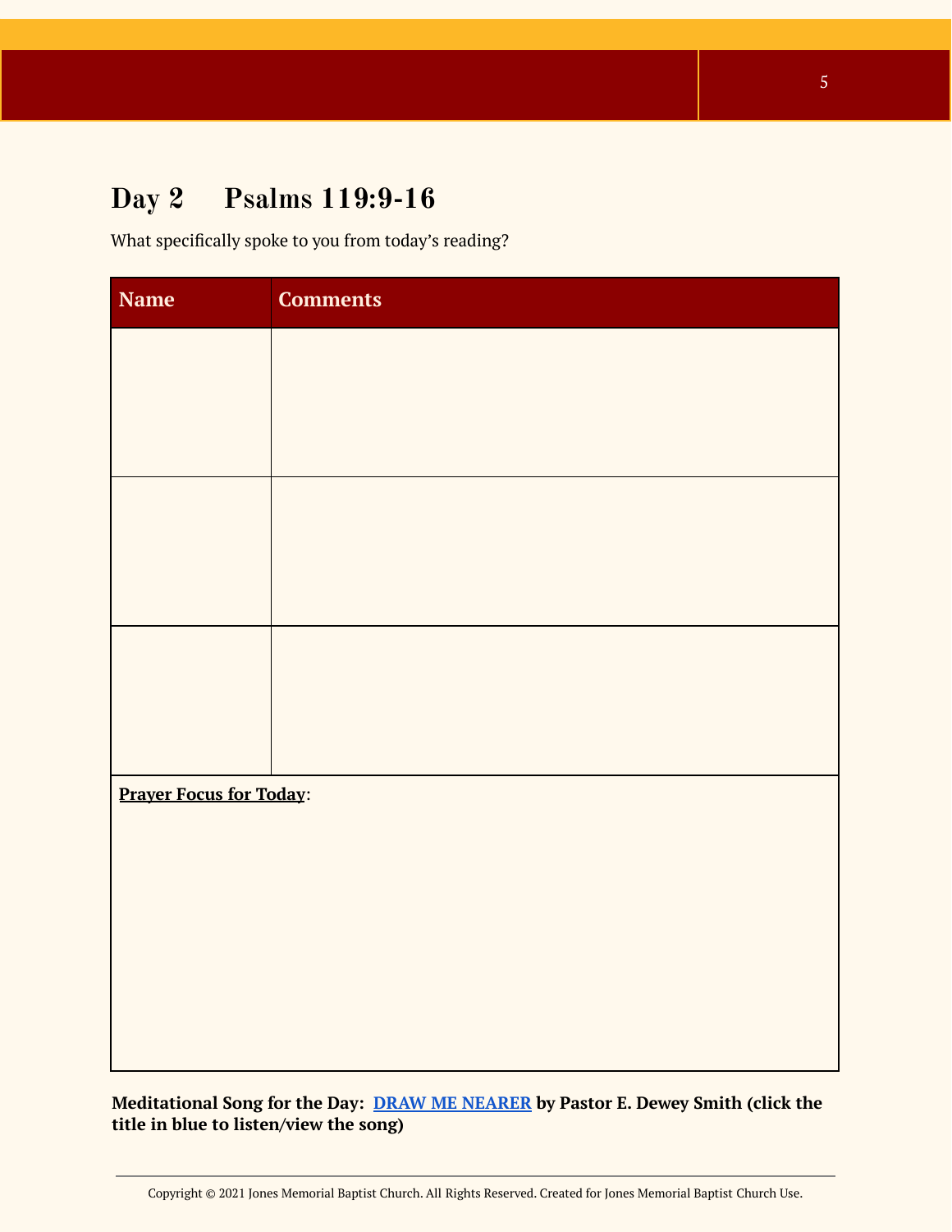## Day 2     Psalms 119:9-16

What specifically spoke to you from today's reading?

| Name | Comments |
| --- | --- |
| | |
| | |
| | |

**Prayer Focus for Today**:

**Meditational Song for the Day: DRAW ME NEARER by Pastor E. Dewey Smith (click the title in blue to listen/view the song)**

Copyright © 2021 Jones Memorial Baptist Church. All Rights Reserved. Created for Jones Memorial Baptist Church Use.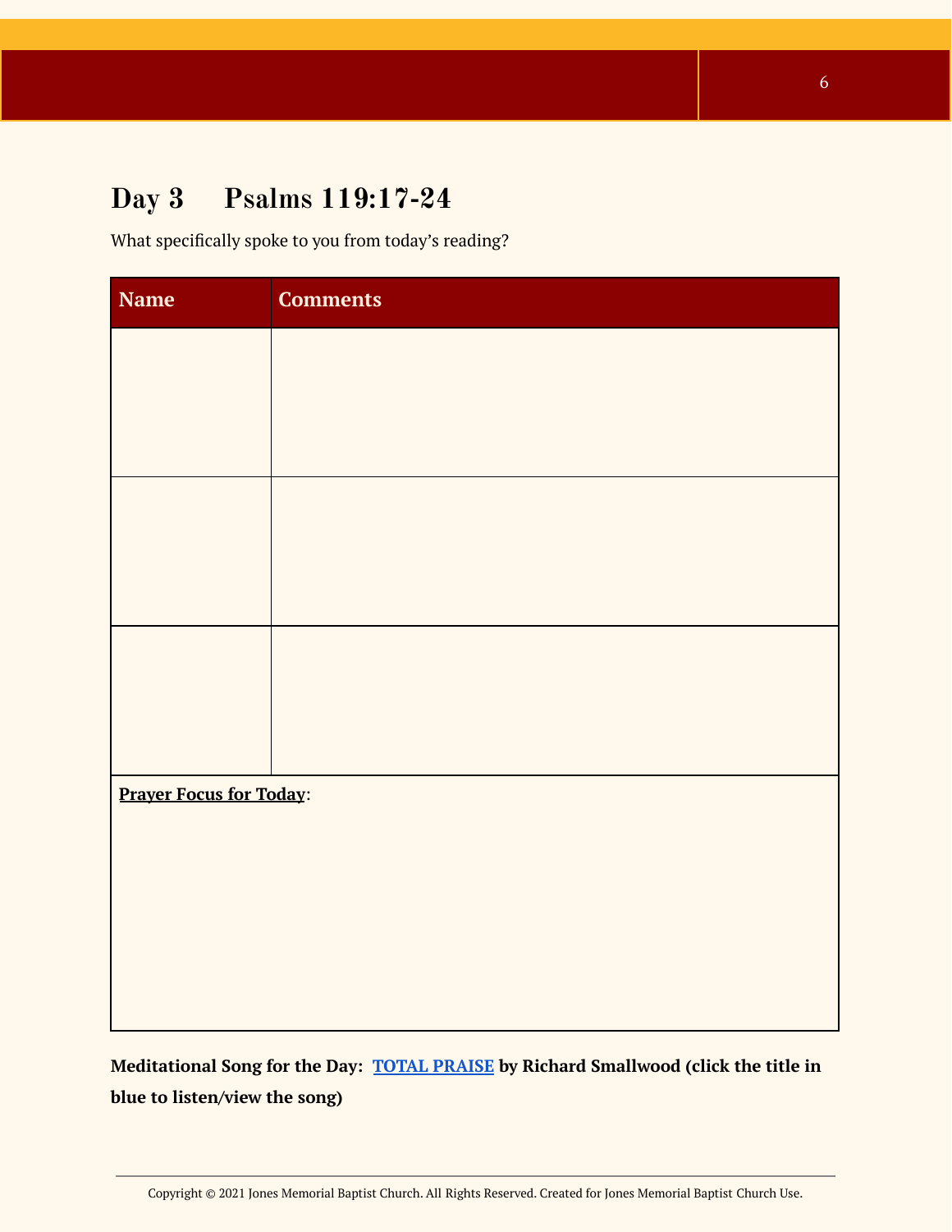## Day 3 Psalms 119:17-24

What specifically spoke to you from today's reading?

| Name | Comments |
| --- | --- |
| | |
| | |
| | |
| **Prayer Focus for Today**: | |

**Meditational Song for the Day: TOTAL PRAISE by Richard Smallwood (click the title in blue to listen/view the song)**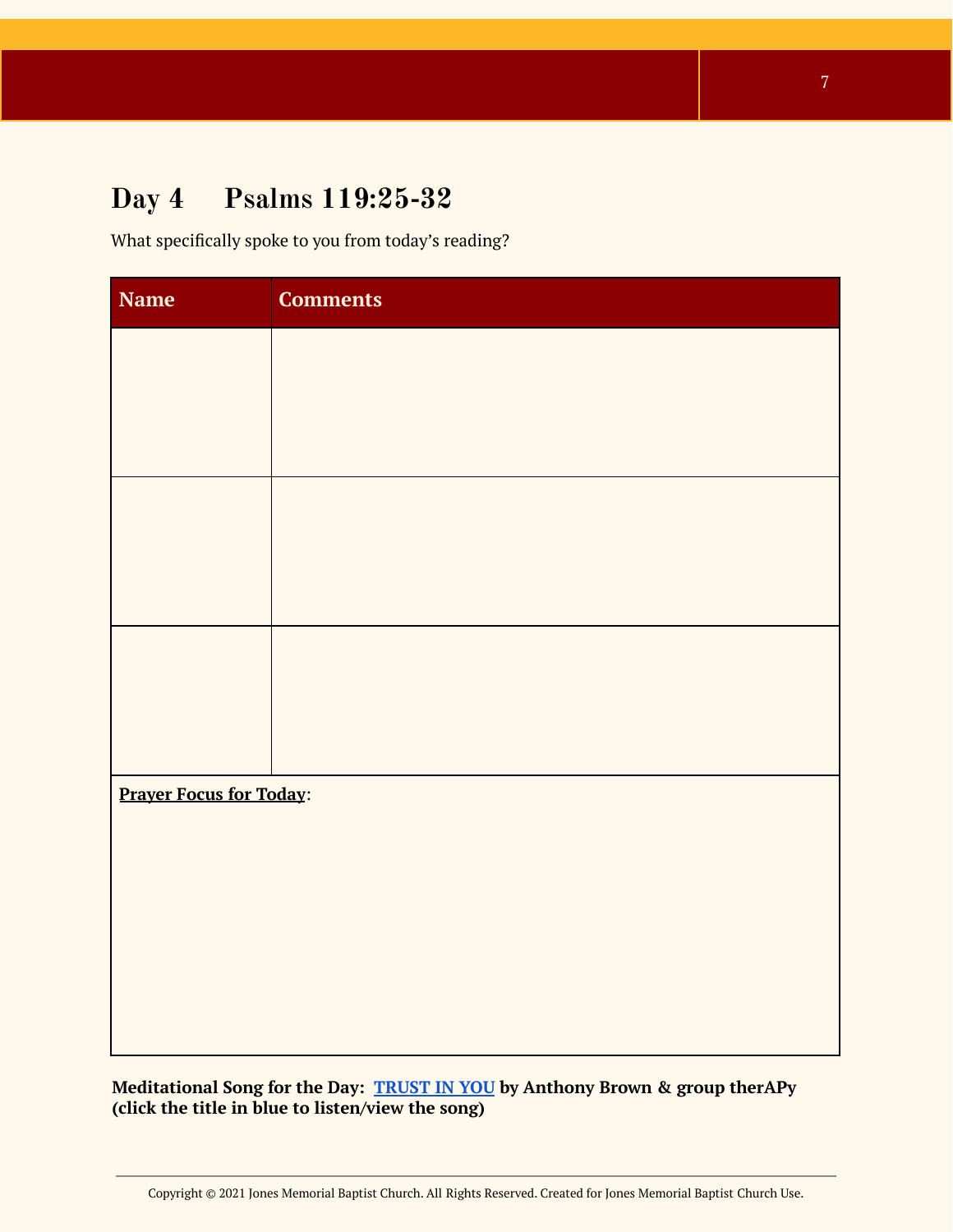# Day 4 Psalms 119:25-32

What specifically spoke to you from today's reading?

| Name | Comments |
| --- | --- |
| | |
| | |
| | |

**Prayer Focus for Today**:

**Meditational Song for the Day: TRUST IN YOU by Anthony Brown & group therAPy (click the title in blue to listen/view the song)**

Copyright © 2021 Jones Memorial Baptist Church. All Rights Reserved. Created for Jones Memorial Baptist Church Use.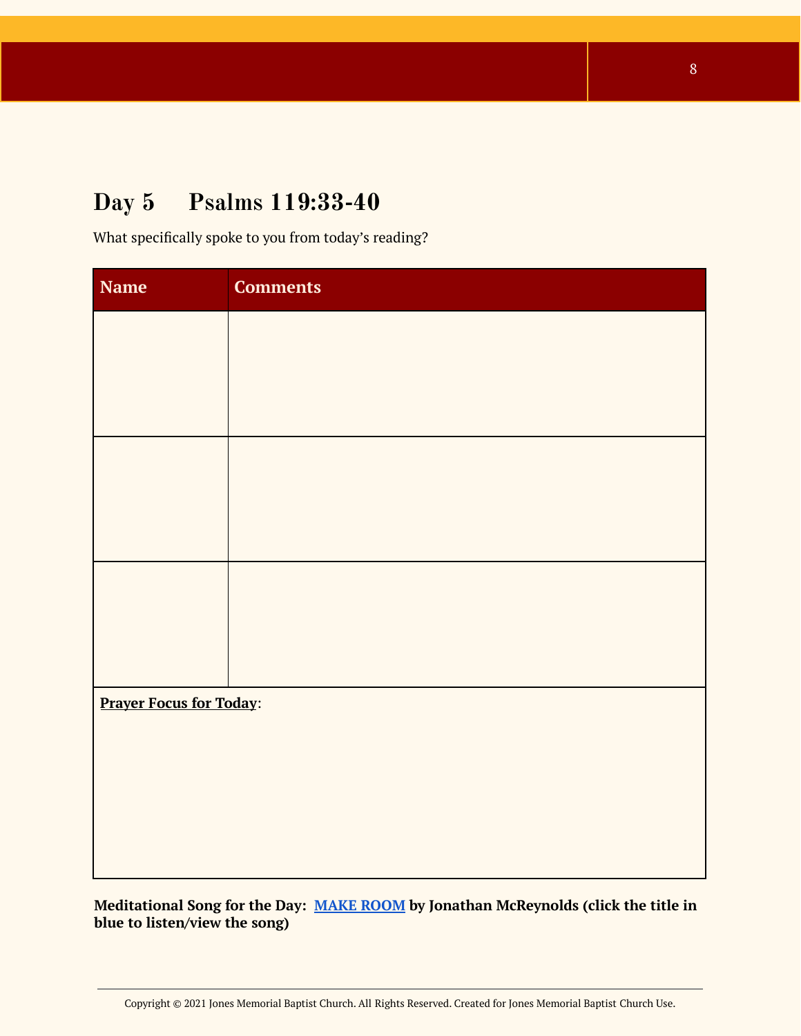## Day 5 Psalms 119:33-40

What specifically spoke to you from today's reading?

| Name | Comments |
| --- | --- |
| | |
| | |
| | |
| **Prayer Focus for Today**: | |

**Meditational Song for the Day: MAKE ROOM by Jonathan McReynolds (click the title in blue to listen/view the song)**

Copyright © 2021 Jones Memorial Baptist Church. All Rights Reserved. Created for Jones Memorial Baptist Church Use.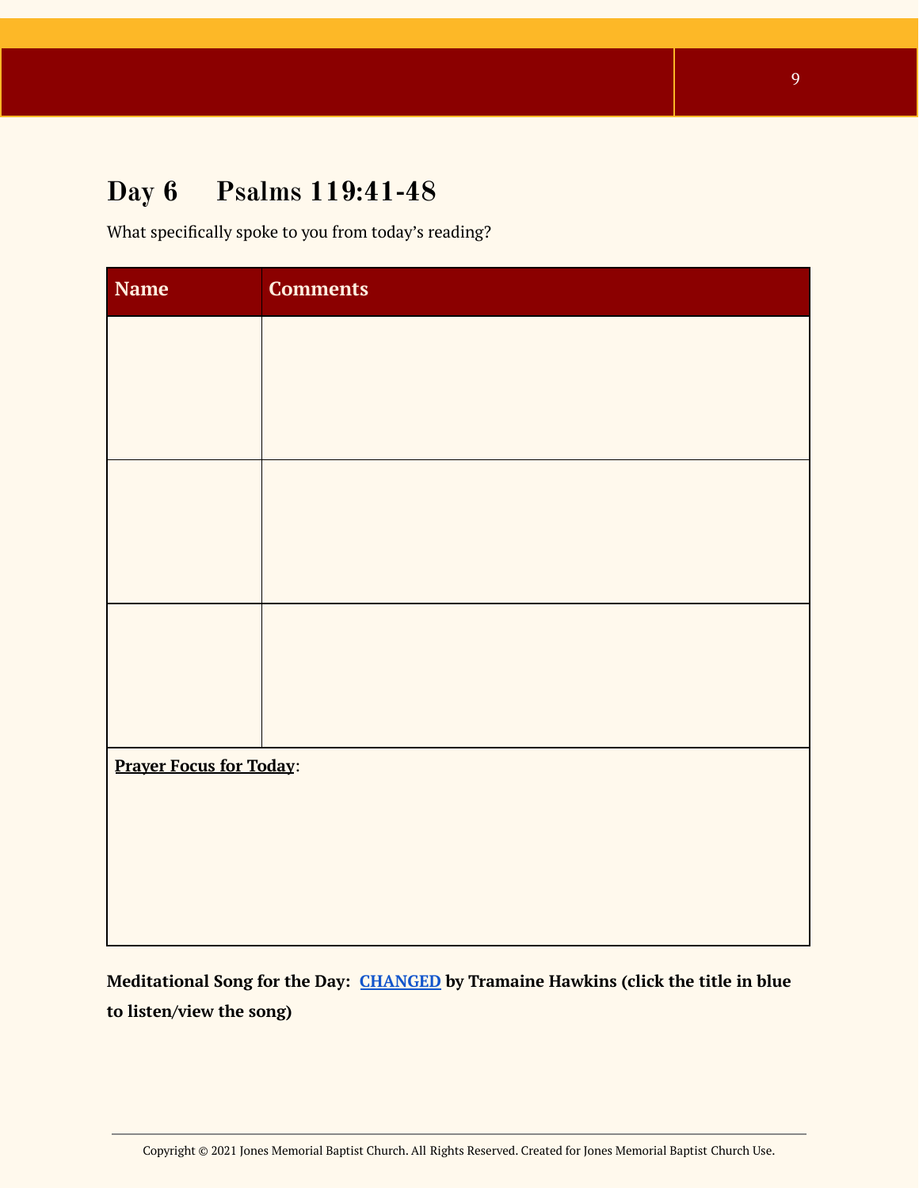# Day 6 Psalms 119:41-48

What specifically spoke to you from today's reading?

| Name | Comments |
|---|---|
| | |
| | |
| | |

**Prayer Focus for Today**:

**Meditational Song for the Day: CHANGED by Tramaine Hawkins (click the title in blue to listen/view the song)**

Copyright © 2021 Jones Memorial Baptist Church. All Rights Reserved. Created for Jones Memorial Baptist Church Use.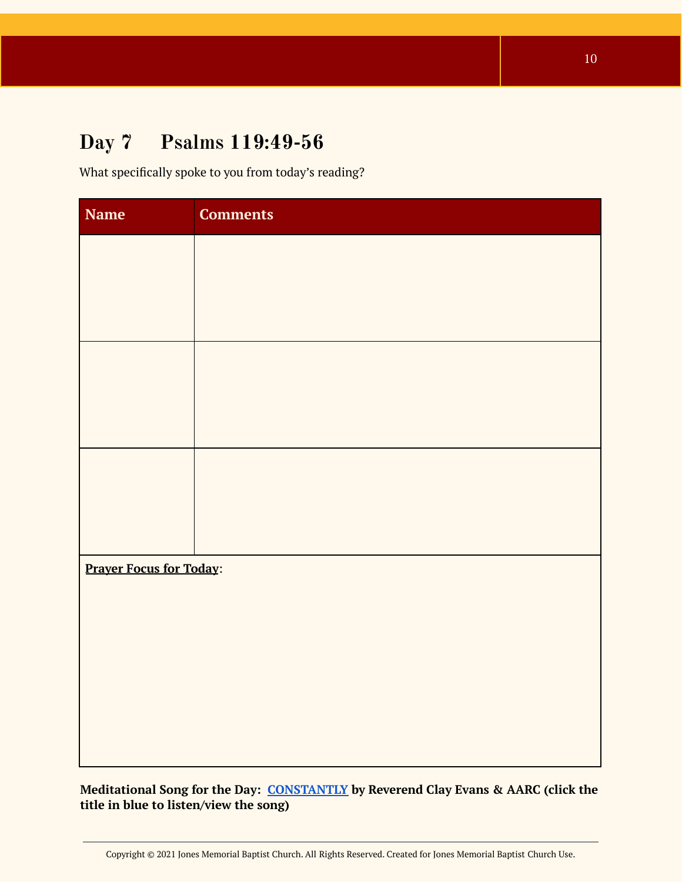## Day 7 Psalms 119:49-56

What specifically spoke to you from today's reading?

| Name | Comments |
|---|---|
| | |
| | |
| | |

**Prayer Focus for Today**:

**Meditational Song for the Day: CONSTANTLY by Reverend Clay Evans & AARC (click the title in blue to listen/view the song)**

Copyright © 2021 Jones Memorial Baptist Church. All Rights Reserved. Created for Jones Memorial Baptist Church Use.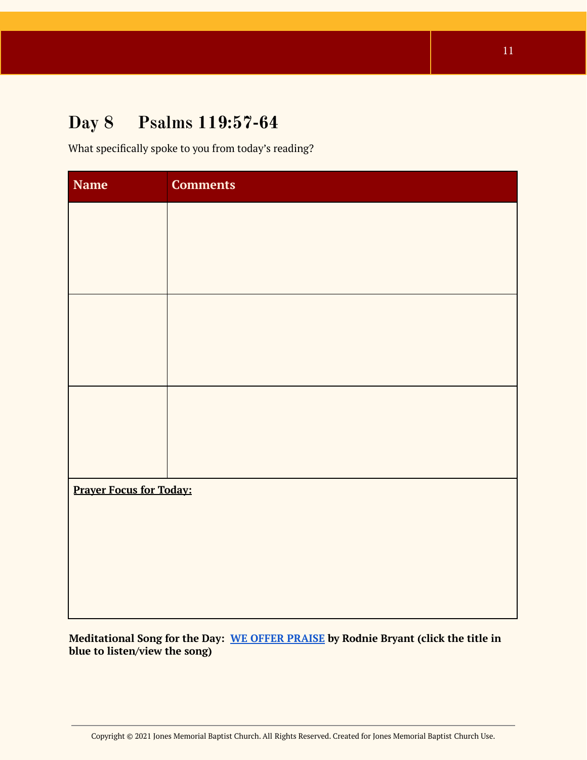# Day 8 Psalms 119:57-64

What specifically spoke to you from today's reading?

| Name | Comments |
| --- | --- |
| | |
| | |
| | |
| **Prayer Focus for Today:** | |

**Meditational Song for the Day: WE OFFER PRAISE by Rodnie Bryant (click the title in blue to listen/view the song)**

Copyright © 2021 Jones Memorial Baptist Church. All Rights Reserved. Created for Jones Memorial Baptist Church Use.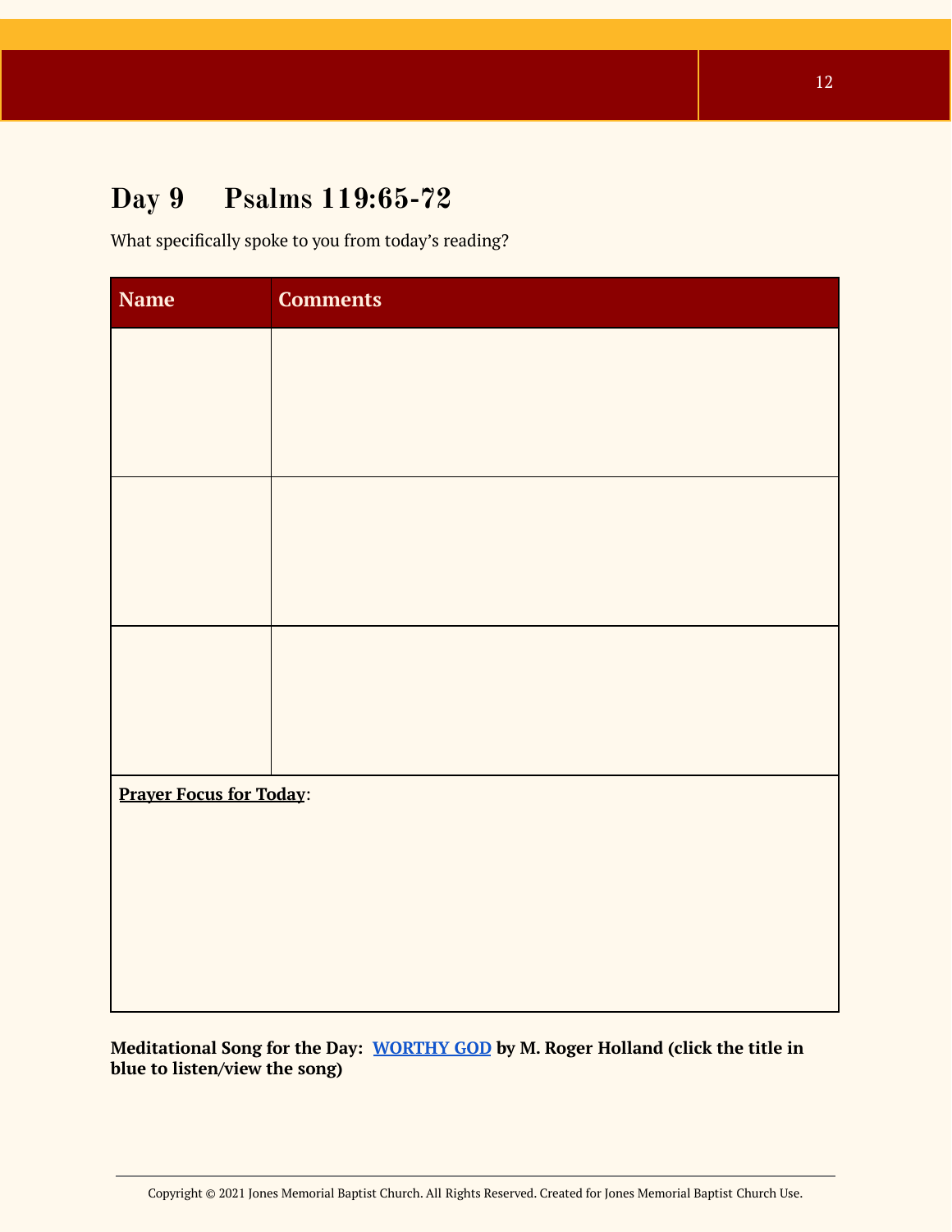## Day 9 Psalms 119:65-72

What specifically spoke to you from today's reading?

| Name | Comments |
| --- | --- |
| | |
| | |
| | |
| **Prayer Focus for Today**: | |

**Meditational Song for the Day: WORTHY GOD by M. Roger Holland (click the title in blue to listen/view the song)**

Copyright © 2021 Jones Memorial Baptist Church. All Rights Reserved. Created for Jones Memorial Baptist Church Use.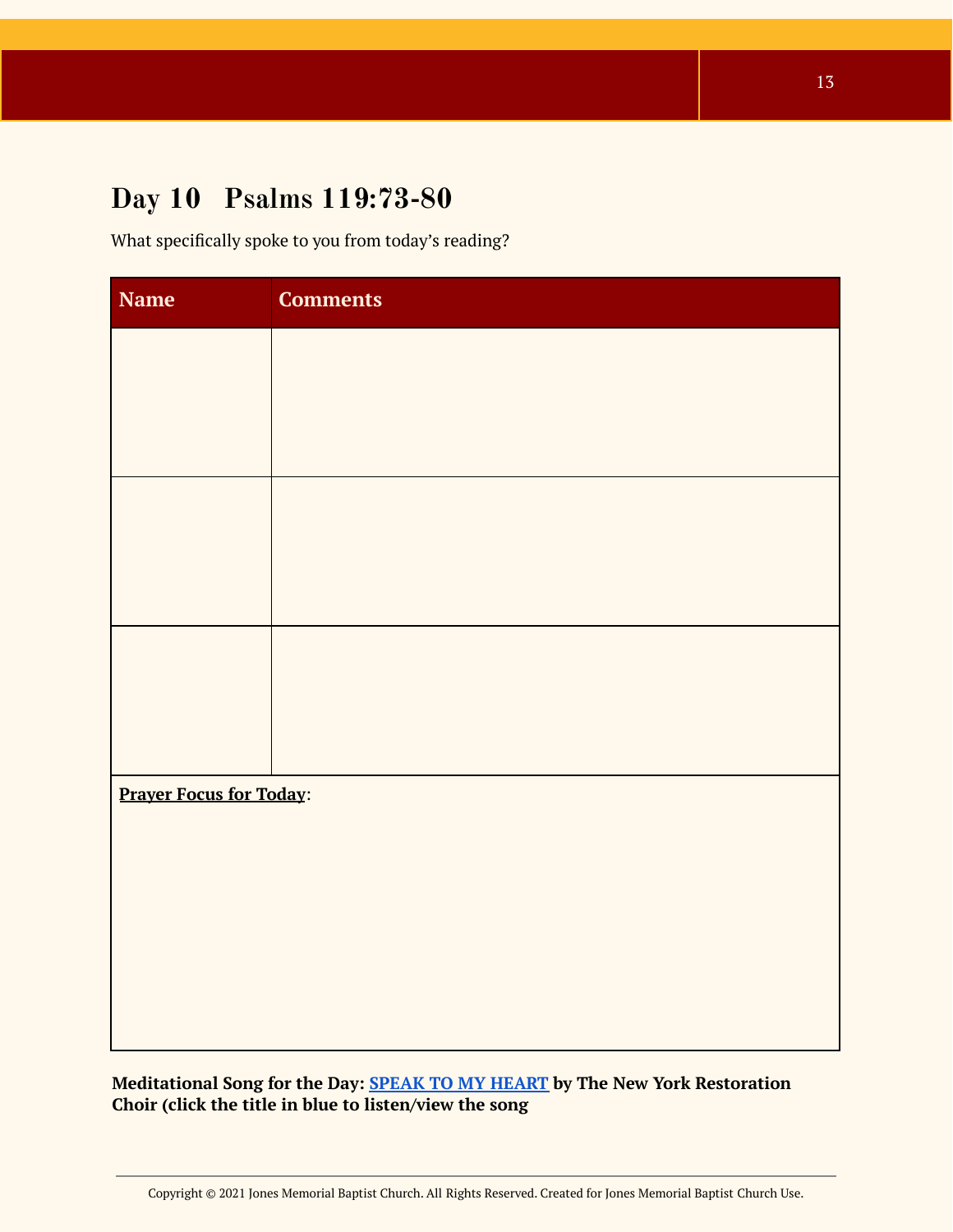## Day 10 Psalms 119:73-80

What specifically spoke to you from today's reading?

| Name | Comments |
| --- | --- |
| | |
| | |
| | |

**Prayer Focus for Today**:

**Meditational Song for the Day: SPEAK TO MY HEART by The New York Restoration Choir (click the title in blue to listen/view the song**

Copyright © 2021 Jones Memorial Baptist Church. All Rights Reserved. Created for Jones Memorial Baptist Church Use.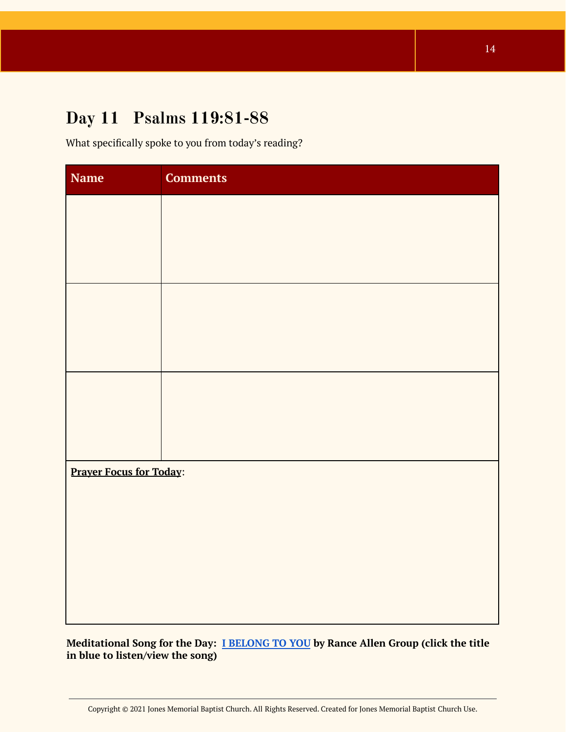## Day 11   Psalms 119:81-88

What specifically spoke to you from today's reading?

| Name | Comments |
| --- | --- |
| | |
| | |
| | |

**Prayer Focus for Today**:

**Meditational Song for the Day: I BELONG TO YOU by Rance Allen Group (click the title in blue to listen/view the song)**

Copyright © 2021 Jones Memorial Baptist Church. All Rights Reserved. Created for Jones Memorial Baptist Church Use.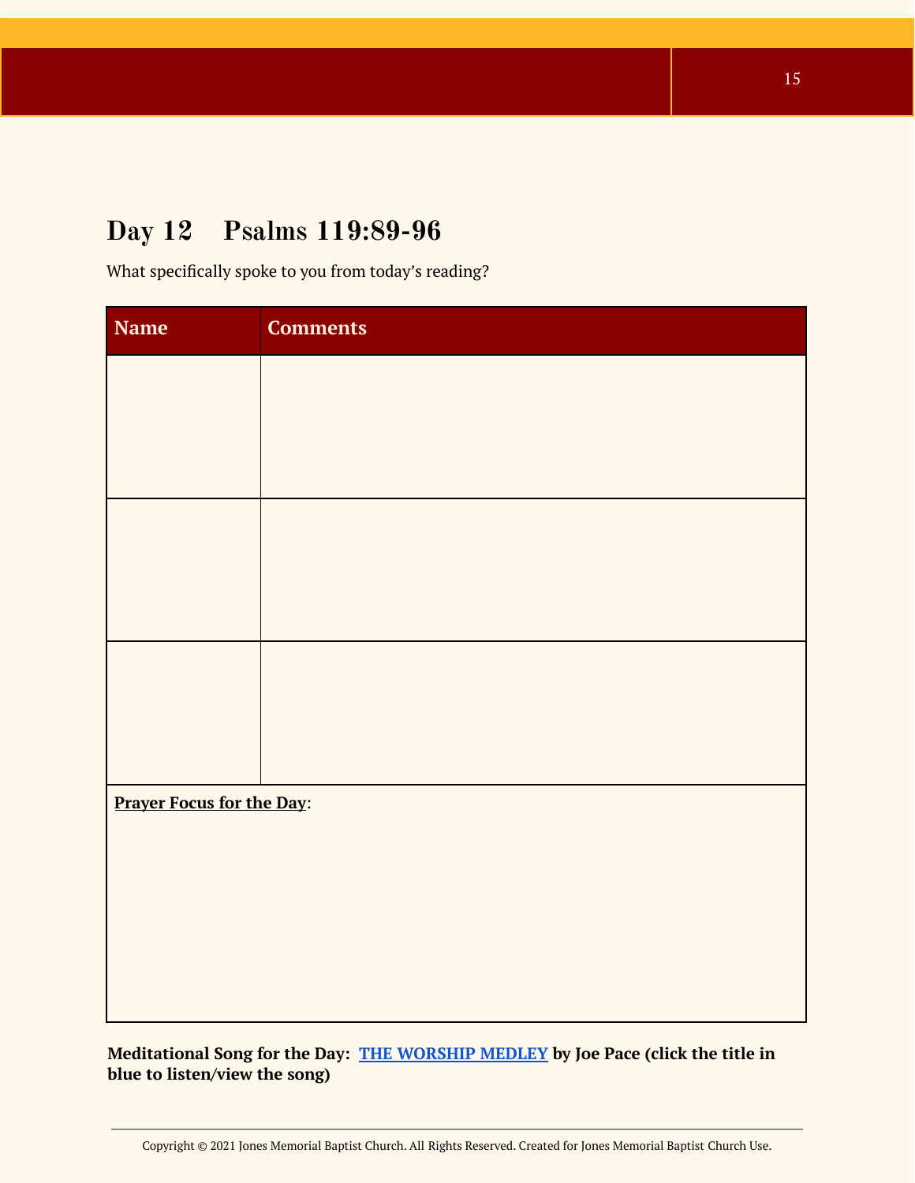## Day 12 Psalms 119:89-96

What specifically spoke to you from today's reading?

| Name | Comments |
| --- | --- |
| | |
| | |
| | |

**Prayer Focus for the Day**:

**Meditational Song for the Day: THE WORSHIP MEDLEY by Joe Pace (click the title in blue to listen/view the song)**

Copyright © 2021 Jones Memorial Baptist Church. All Rights Reserved. Created for Jones Memorial Baptist Church Use.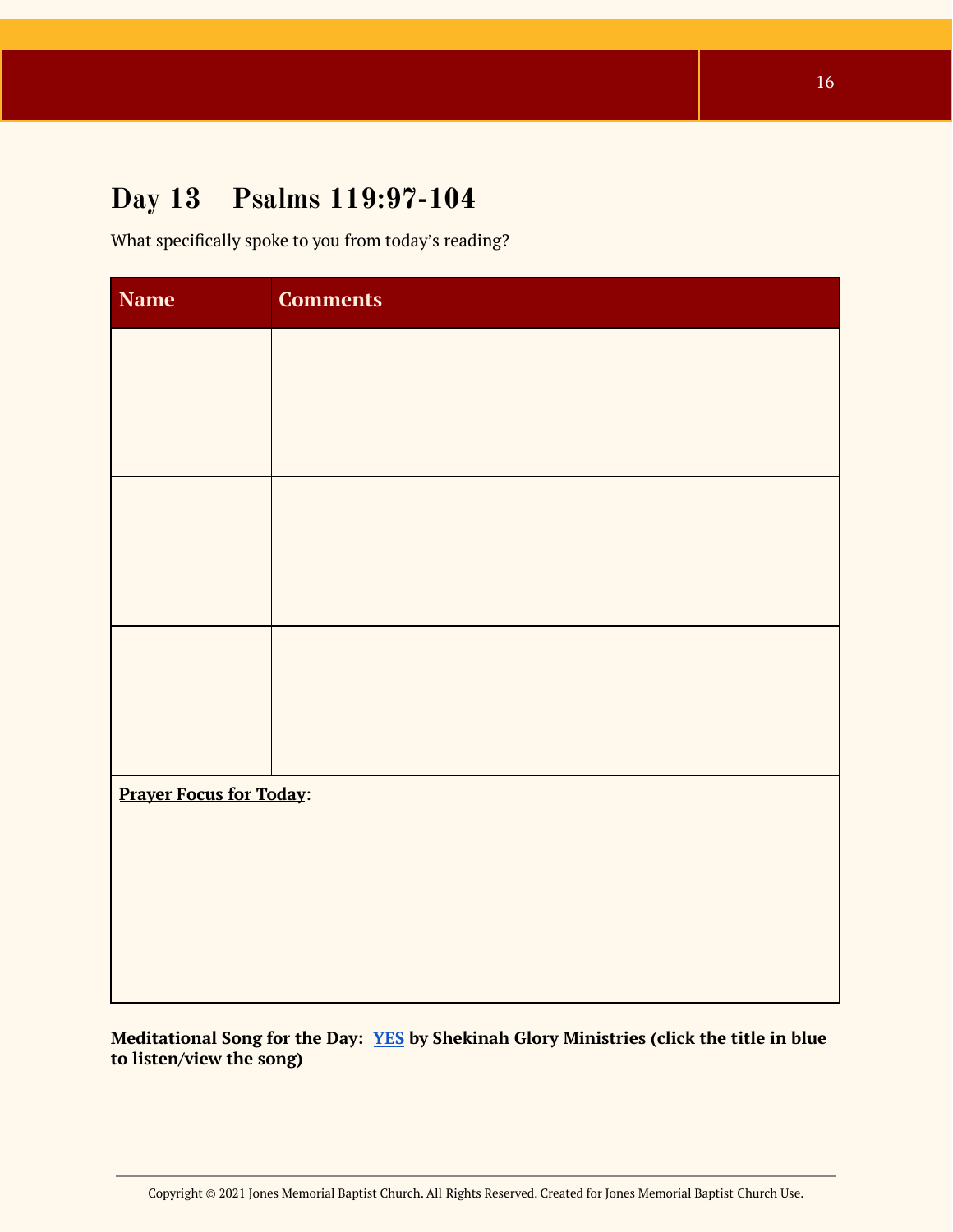# Day 13 Psalms 119:97-104

What specifically spoke to you from today's reading?

| Name | Comments |
| --- | --- |
| | |
| | |
| | |
| **Prayer Focus for Today**: | |

**Meditational Song for the Day: YES by Shekinah Glory Ministries (click the title in blue to listen/view the song)**

Copyright © 2021 Jones Memorial Baptist Church. All Rights Reserved. Created for Jones Memorial Baptist Church Use.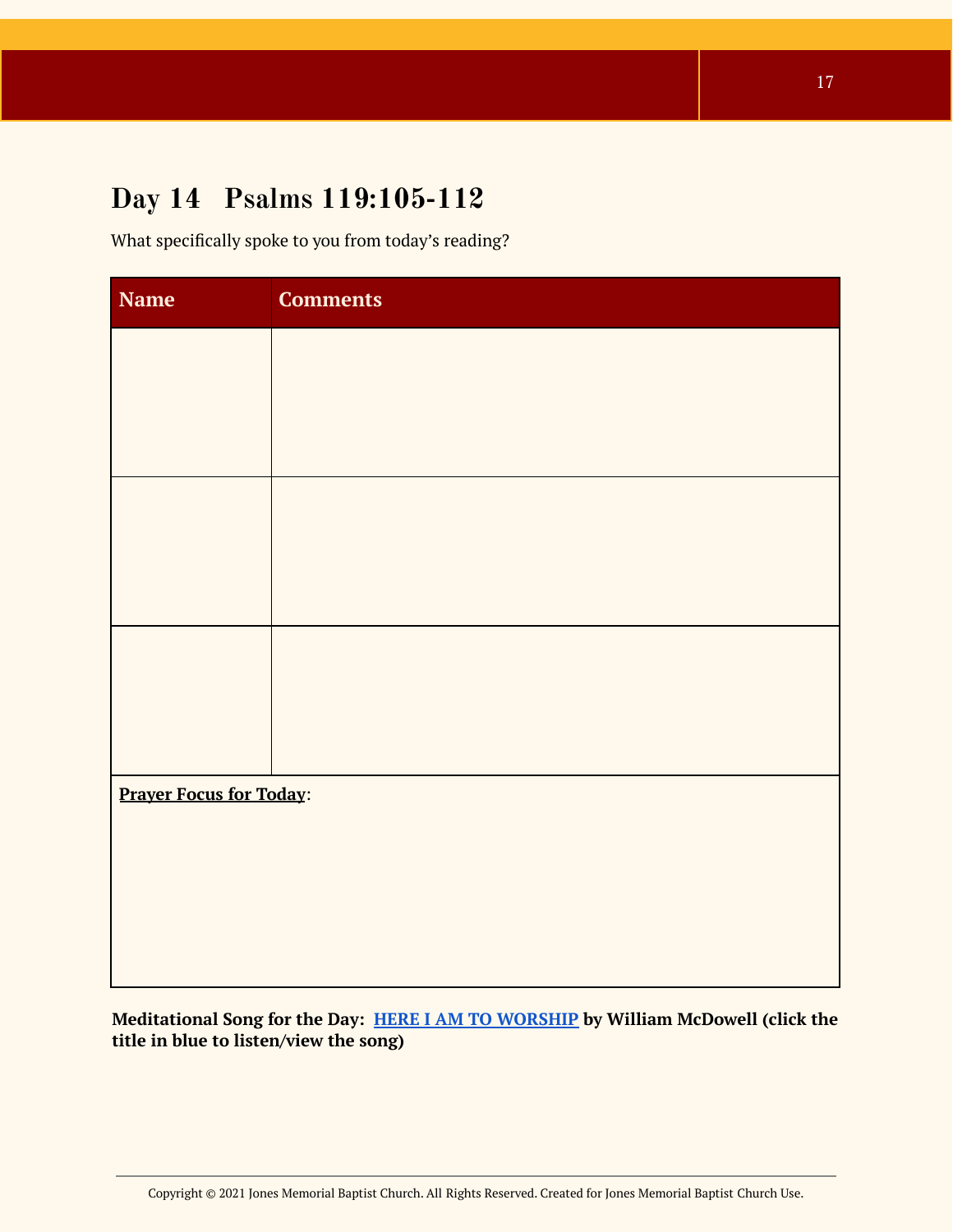# Day 14 Psalms 119:105-112

What specifically spoke to you from today's reading?

| Name | Comments |
|---|---|
| | |
| | |
| | |
| **Prayer Focus for Today**: | |

**Meditational Song for the Day: HERE I AM TO WORSHIP by William McDowell (click the title in blue to listen/view the song)**

Copyright © 2021 Jones Memorial Baptist Church. All Rights Reserved. Created for Jones Memorial Baptist Church Use.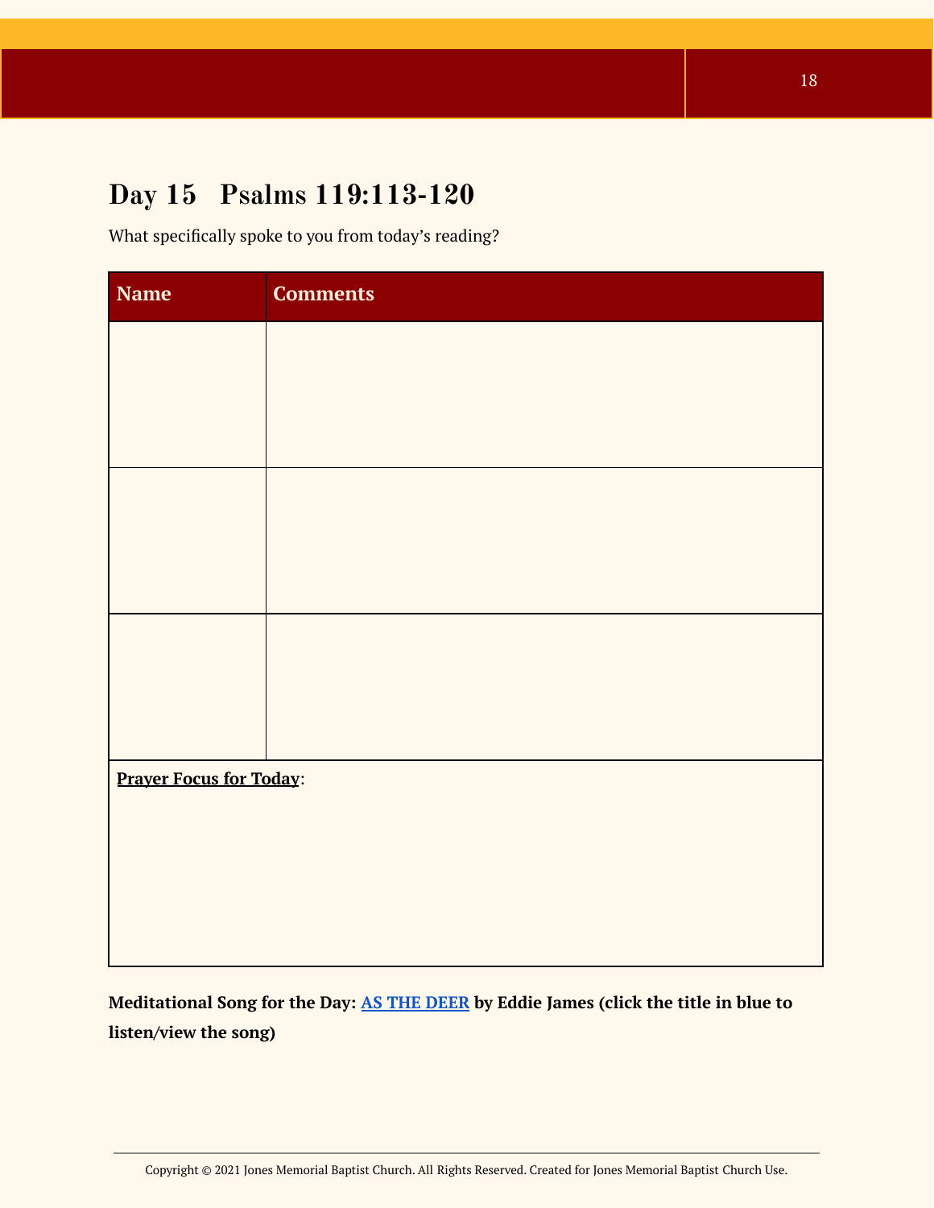# Day 15   Psalms 119:113-120

What specifically spoke to you from today's reading?

| Name | Comments |
|---|---|
| | |
| | |
| | |
| **Prayer Focus for Today**: | |

**Meditational Song for the Day: AS THE DEER by Eddie James (click the title in blue to listen/view the song)**

Copyright © 2021 Jones Memorial Baptist Church. All Rights Reserved. Created for Jones Memorial Baptist Church Use.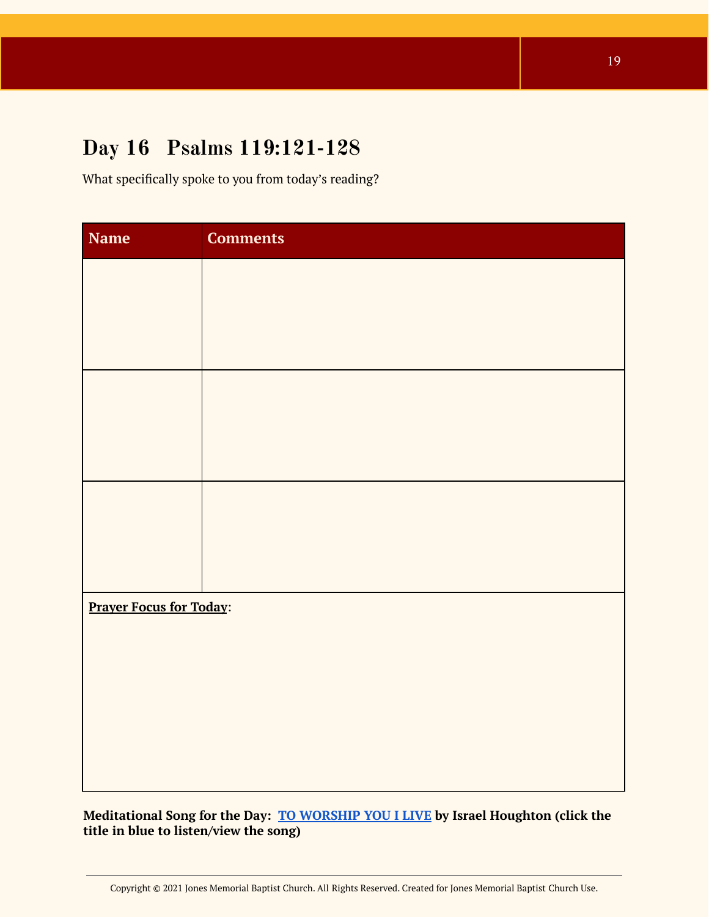## Day 16   Psalms 119:121-128

What specifically spoke to you from today's reading?

| Name | Comments |
|---|---|
| | |
| | |
| | |

**Prayer Focus for Today**:

**Meditational Song for the Day: TO WORSHIP YOU I LIVE by Israel Houghton (click the title in blue to listen/view the song)**

Copyright © 2021 Jones Memorial Baptist Church. All Rights Reserved. Created for Jones Memorial Baptist Church Use.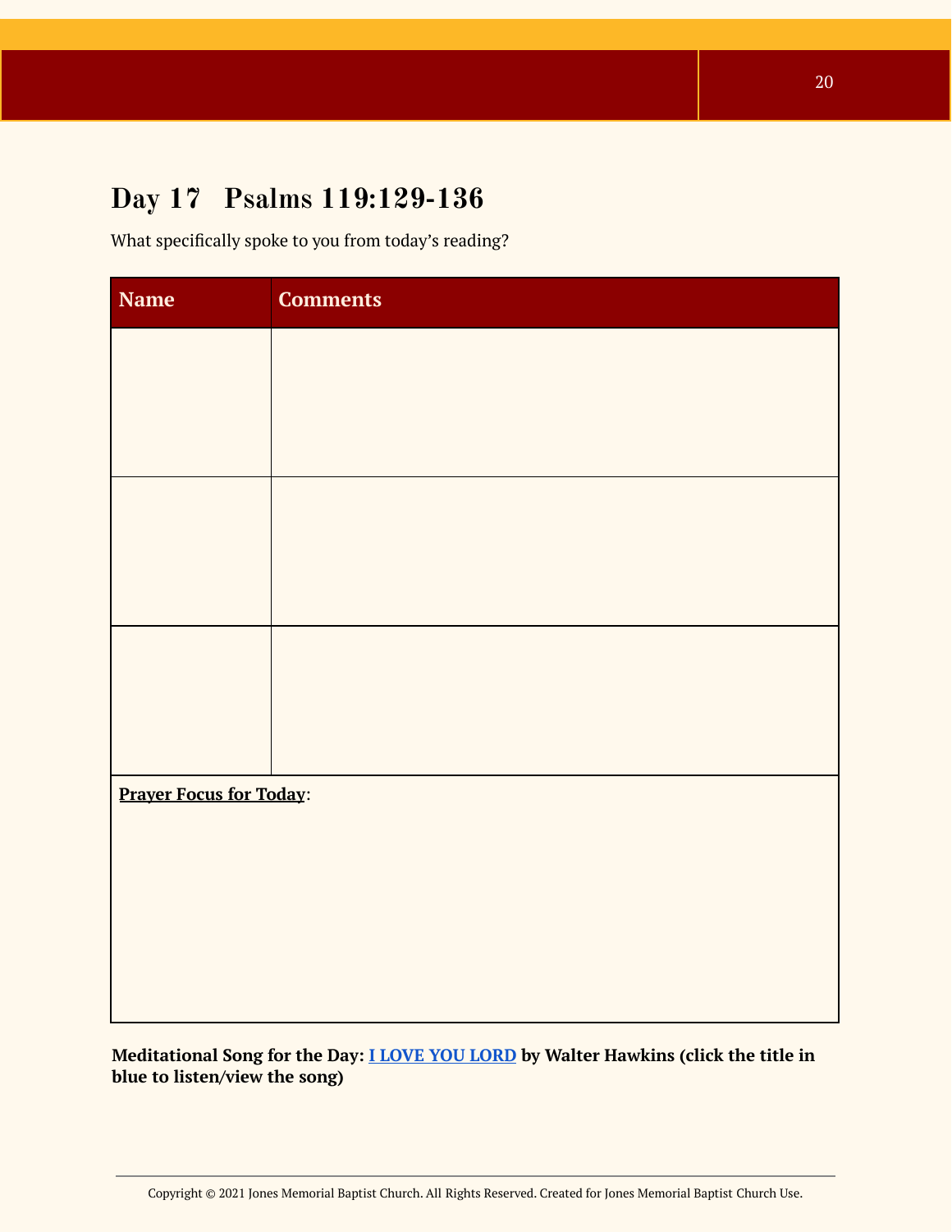## Day 17   Psalms 119:129-136

What specifically spoke to you from today's reading?

| Name | Comments |
|---|---|
| | |
| | |
| | |

**Prayer Focus for Today**:

**Meditational Song for the Day: I LOVE YOU LORD by Walter Hawkins (click the title in blue to listen/view the song)**

Copyright © 2021 Jones Memorial Baptist Church. All Rights Reserved. Created for Jones Memorial Baptist Church Use.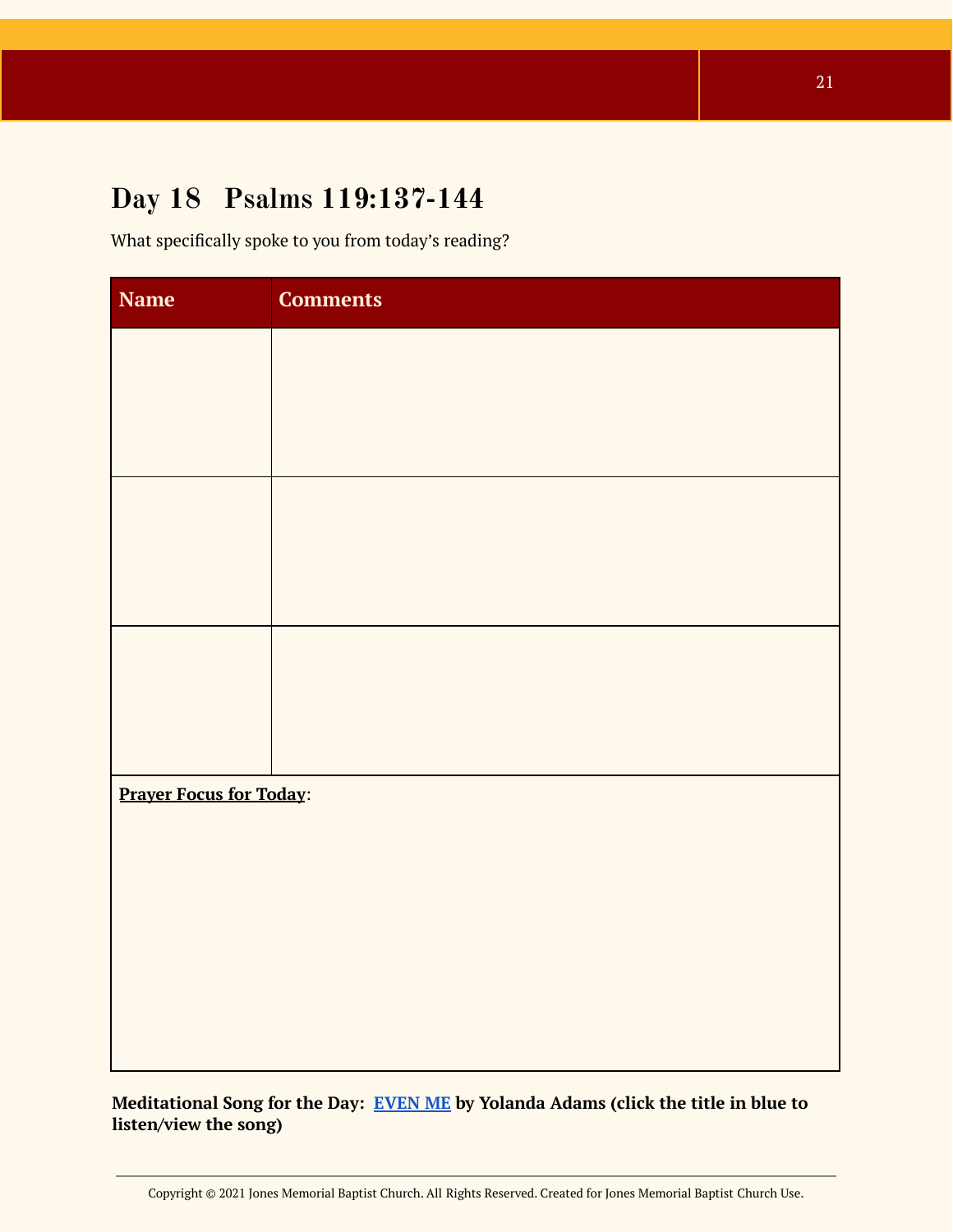## Day 18 Psalms 119:137-144

What specifically spoke to you from today's reading?

| Name | Comments |
|---|---|
| | |
| | |
| | |

**Prayer Focus for Today**:

**Meditational Song for the Day: EVEN ME by Yolanda Adams (click the title in blue to listen/view the song)**

Copyright © 2021 Jones Memorial Baptist Church. All Rights Reserved. Created for Jones Memorial Baptist Church Use.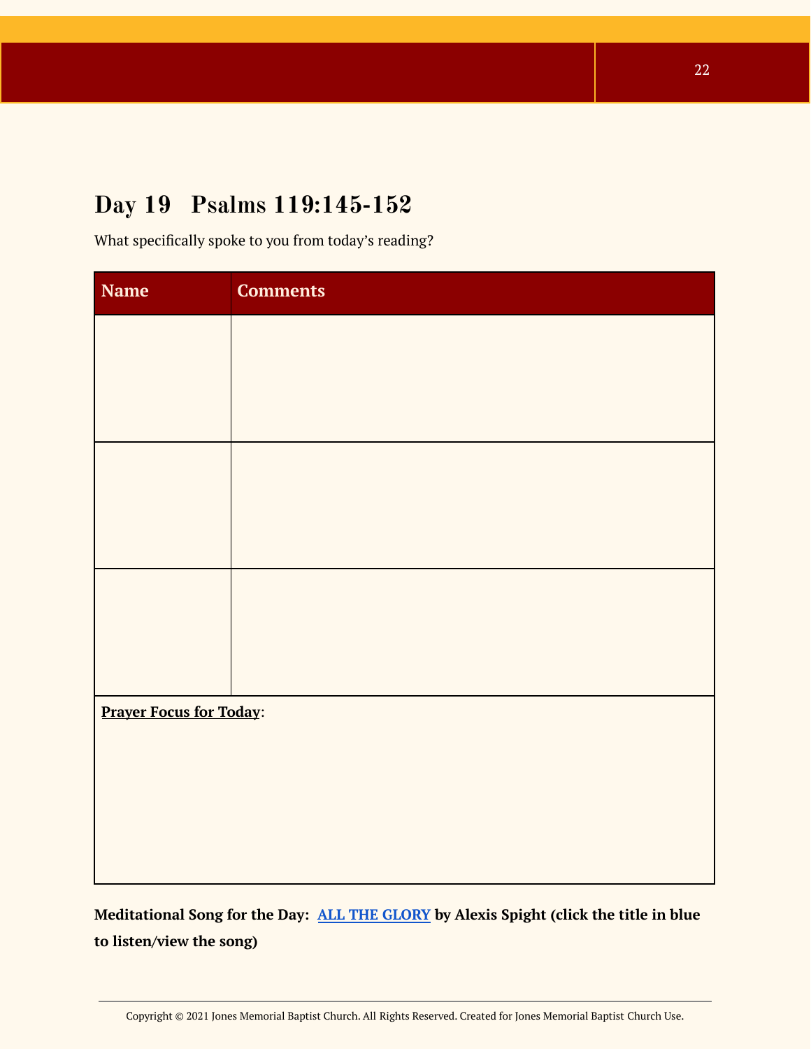## Day 19 Psalms 119:145-152

What specifically spoke to you from today's reading?

| Name | Comments |
|---|---|
| | |
| | |
| | |

**Prayer Focus for Today**:

**Meditational Song for the Day: ALL THE GLORY by Alexis Spight (click the title in blue to listen/view the song)**

Copyright © 2021 Jones Memorial Baptist Church. All Rights Reserved. Created for Jones Memorial Baptist Church Use.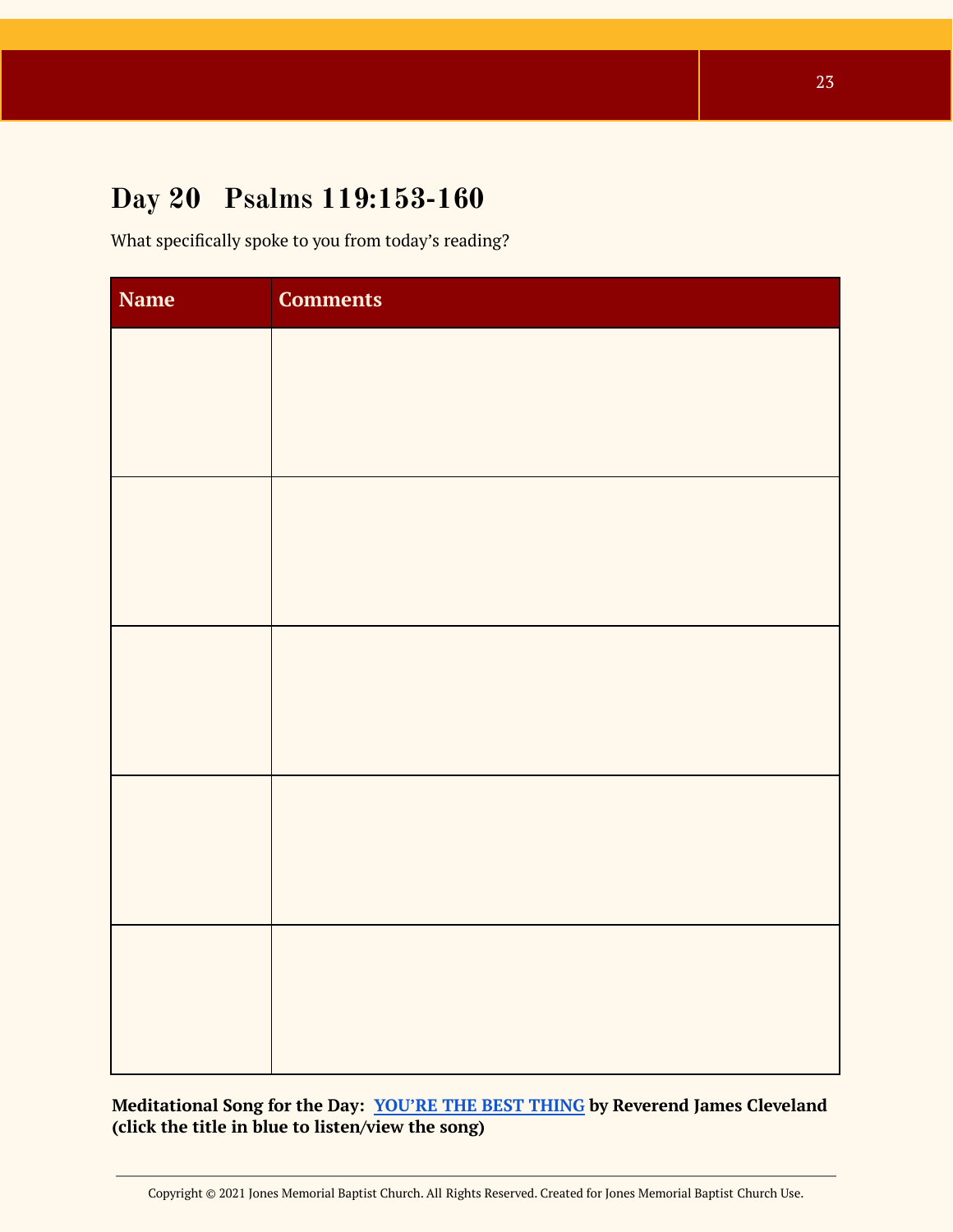## Day 20   Psalms 119:153-160

What specifically spoke to you from today's reading?

| Name | Comments |
|---|---|
| | |
| | |
| | |
| | |
| | |

**Meditational Song for the Day: YOU'RE THE BEST THING by Reverend James Cleveland (click the title in blue to listen/view the song)**

Copyright © 2021 Jones Memorial Baptist Church. All Rights Reserved. Created for Jones Memorial Baptist Church Use.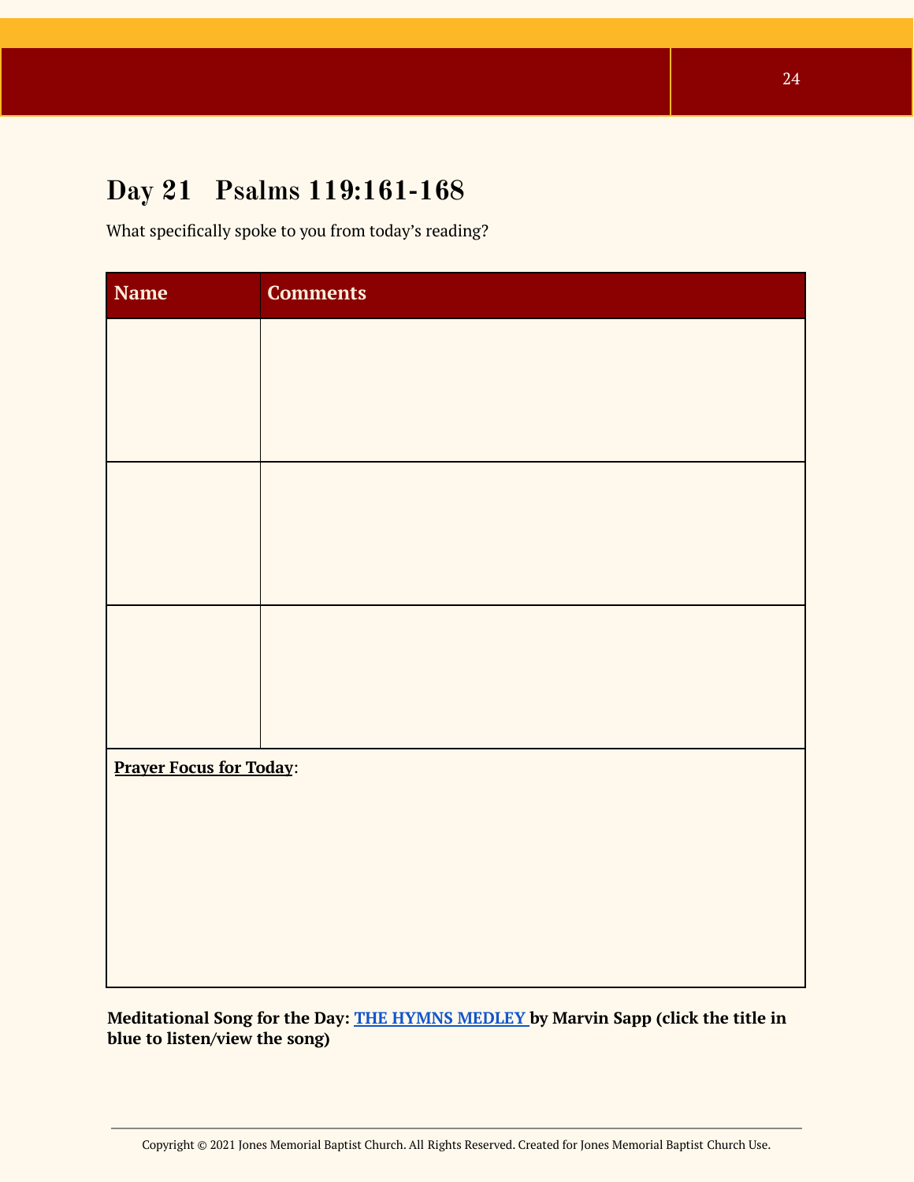## Day 21 Psalms 119:161-168

What specifically spoke to you from today's reading?

| Name | Comments |
| --- | --- |
| | |
| | |
| | |

**Prayer Focus for Today**:

**Meditational Song for the Day: THE HYMNS MEDLEY by Marvin Sapp (click the title in blue to listen/view the song)**

Copyright © 2021 Jones Memorial Baptist Church. All Rights Reserved. Created for Jones Memorial Baptist Church Use.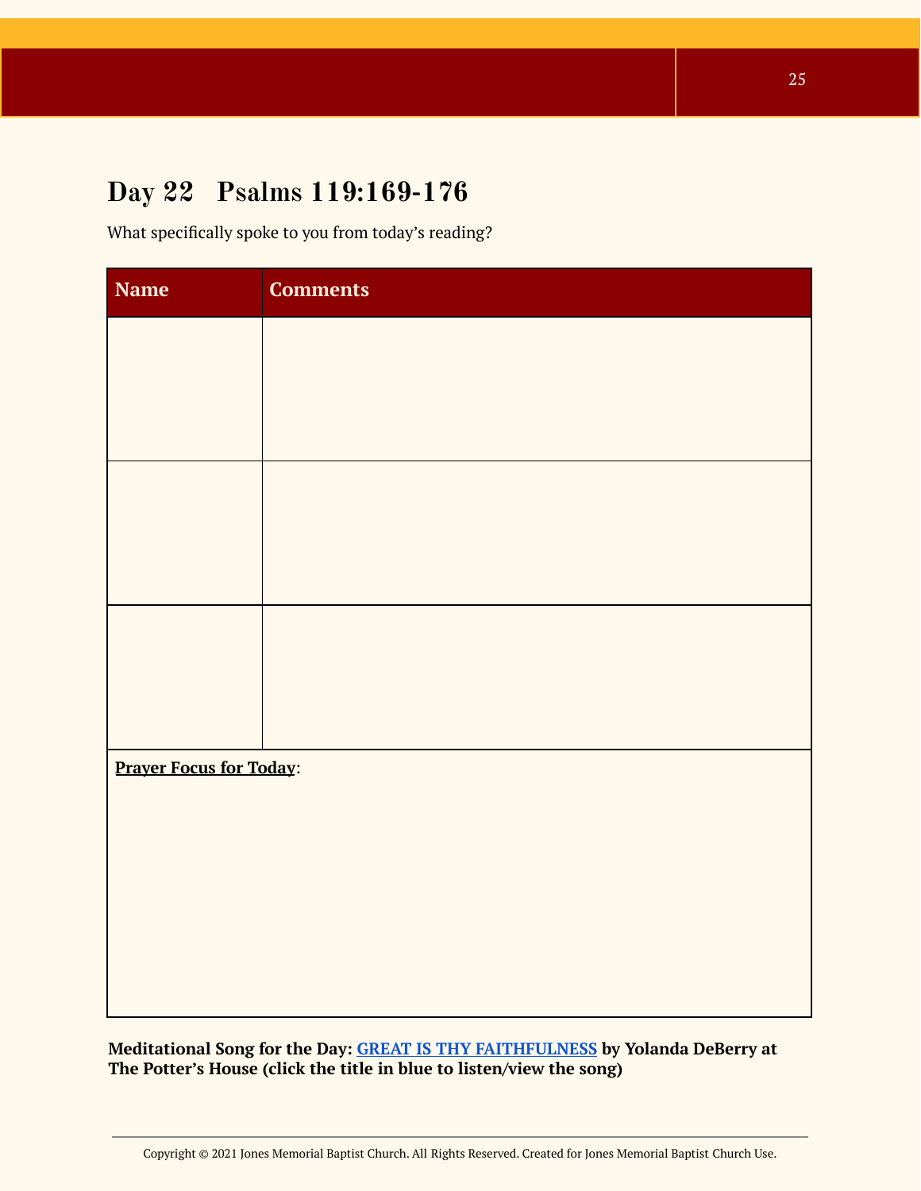## Day 22 Psalms 119:169-176

What specifically spoke to you from today's reading?

| Name | Comments |
| --- | --- |
| | |
| | |
| | |

**Prayer Focus for Today**:

**Meditational Song for the Day: GREAT IS THY FAITHFULNESS by Yolanda DeBerry at The Potter's House (click the title in blue to listen/view the song)**

Copyright © 2021 Jones Memorial Baptist Church. All Rights Reserved. Created for Jones Memorial Baptist Church Use.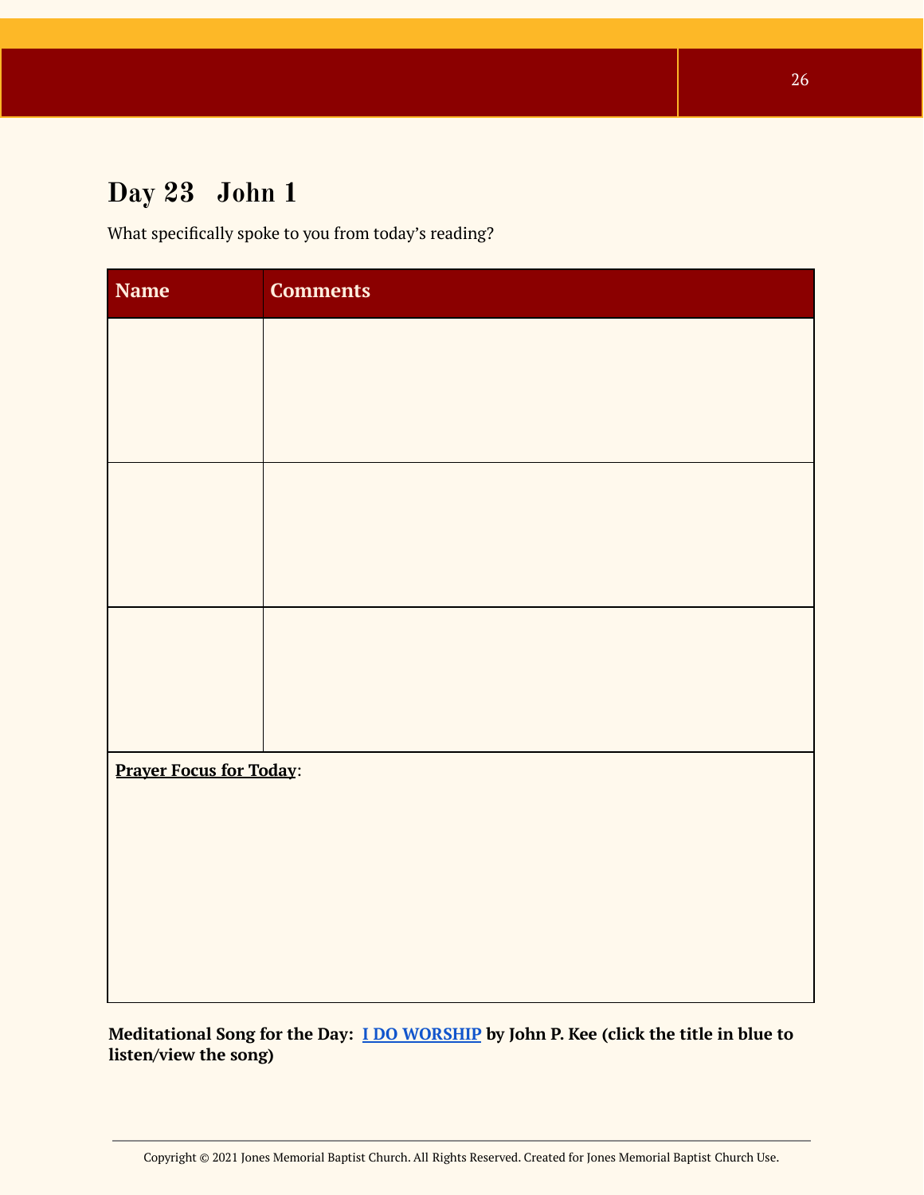## Day 23 John 1

What specifically spoke to you from today's reading?

| Name | Comments |
|---|---|
| | |
| | |
| | |

**Prayer Focus for Today**:

**Meditational Song for the Day: I DO WORSHIP by John P. Kee (click the title in blue to listen/view the song)**

Copyright © 2021 Jones Memorial Baptist Church. All Rights Reserved. Created for Jones Memorial Baptist Church Use.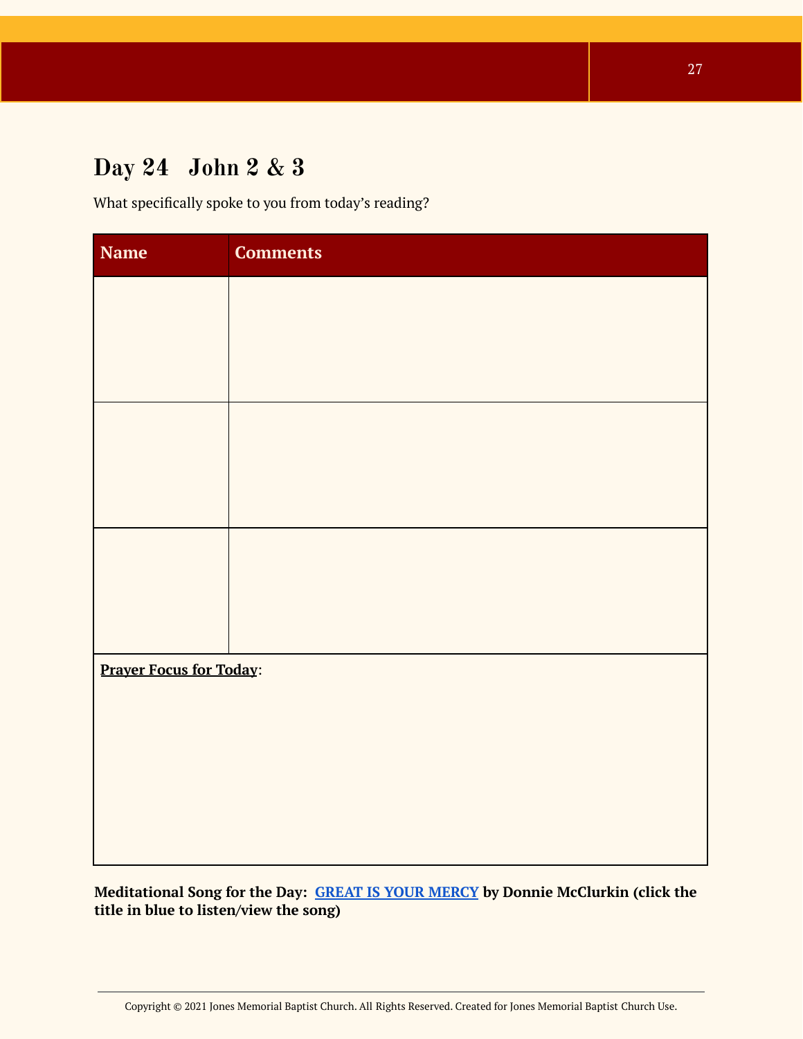# Day 24 John 2 & 3

What specifically spoke to you from today's reading?

| Name | Comments |
| --- | --- |
| | |
| | |
| | |

**Prayer Focus for Today**:

**Meditational Song for the Day: GREAT IS YOUR MERCY by Donnie McClurkin (click the title in blue to listen/view the song)**

Copyright © 2021 Jones Memorial Baptist Church. All Rights Reserved. Created for Jones Memorial Baptist Church Use.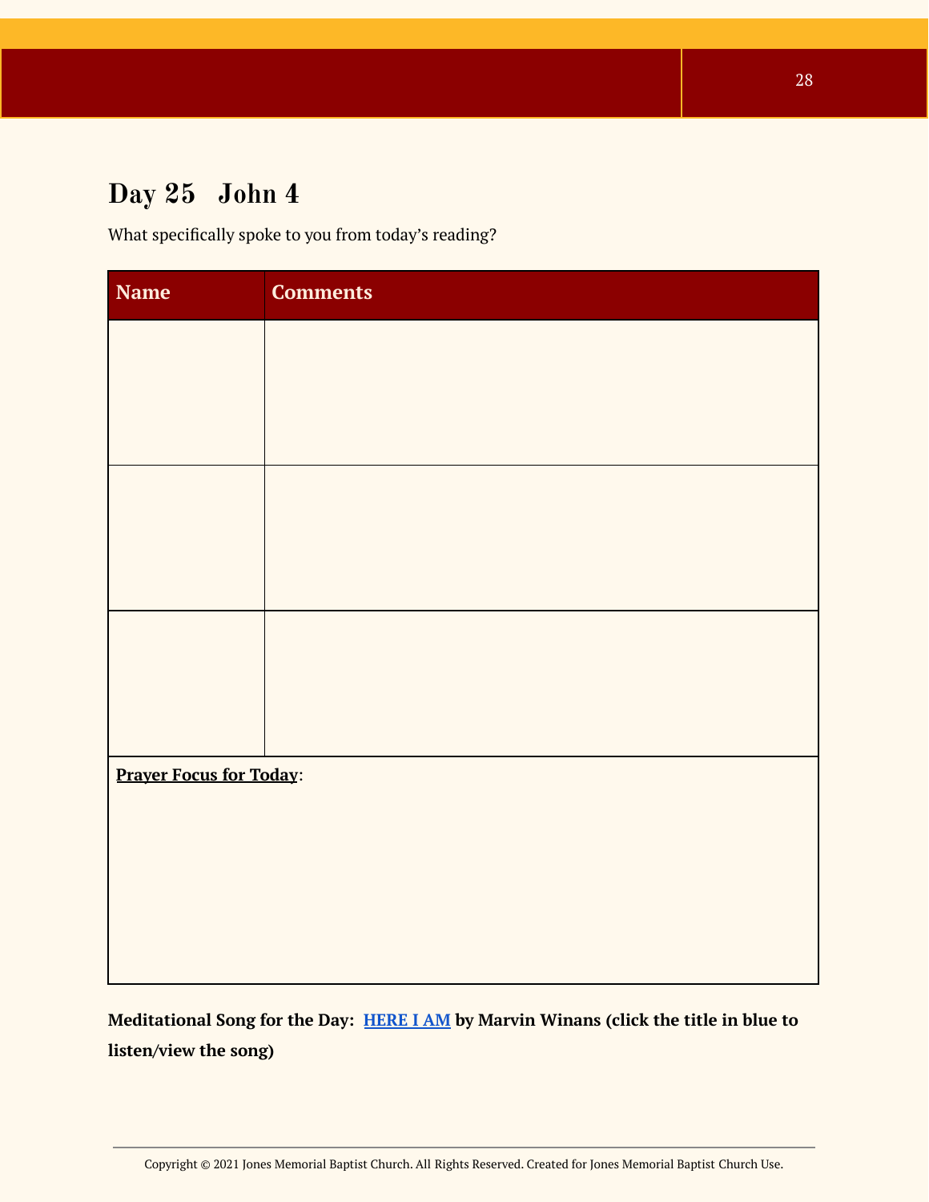# Day 25 John 4

What specifically spoke to you from today's reading?

| Name | Comments |
|---|---|
| | |
| | |
| | |
| **Prayer Focus for Today**: | |

**Meditational Song for the Day: HERE I AM by Marvin Winans (click the title in blue to listen/view the song)**

Copyright © 2021 Jones Memorial Baptist Church. All Rights Reserved. Created for Jones Memorial Baptist Church Use.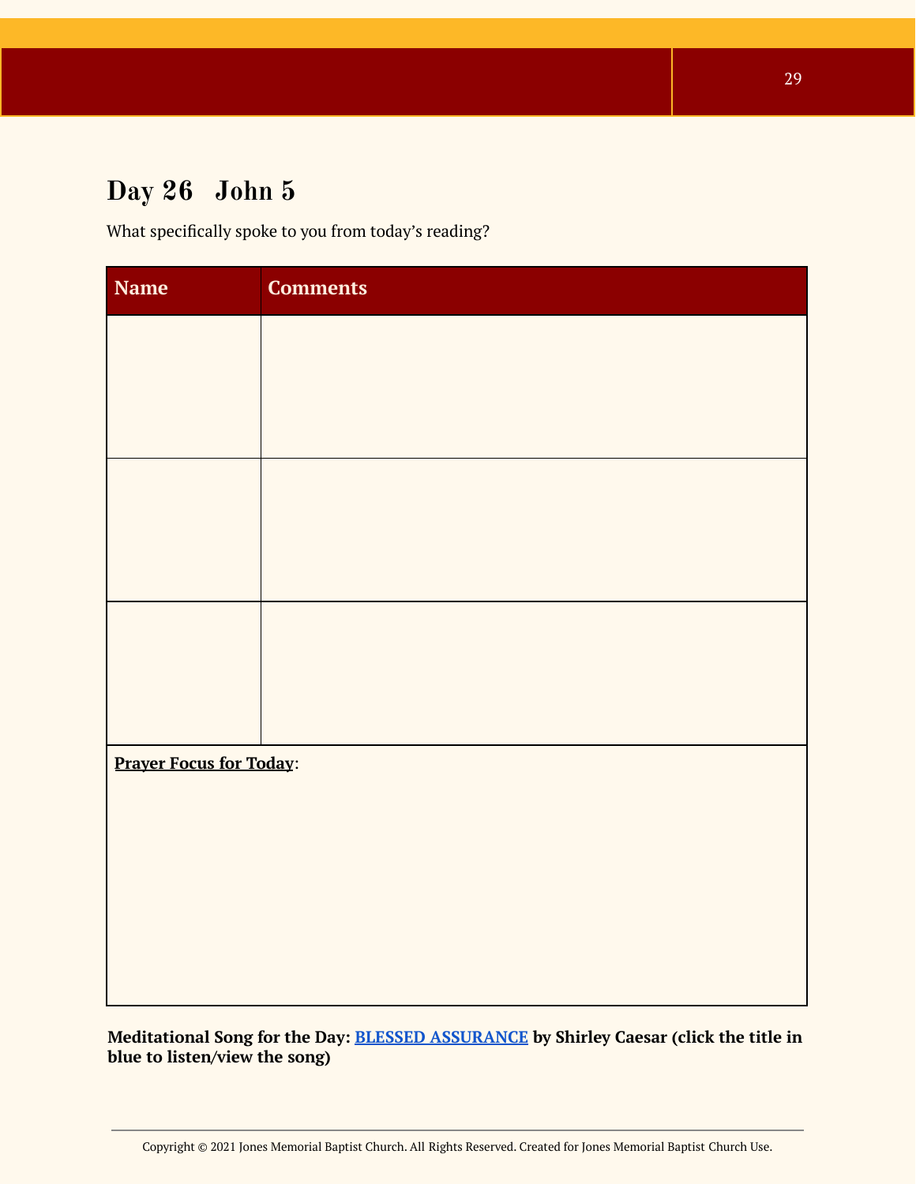## Day 26   John 5

What specifically spoke to you from today's reading?

| Name | Comments |
| --- | --- |
| | |
| | |
| | |

**Prayer Focus for Today**:

**Meditational Song for the Day: BLESSED ASSURANCE by Shirley Caesar (click the title in blue to listen/view the song)**

Copyright © 2021 Jones Memorial Baptist Church. All Rights Reserved. Created for Jones Memorial Baptist Church Use.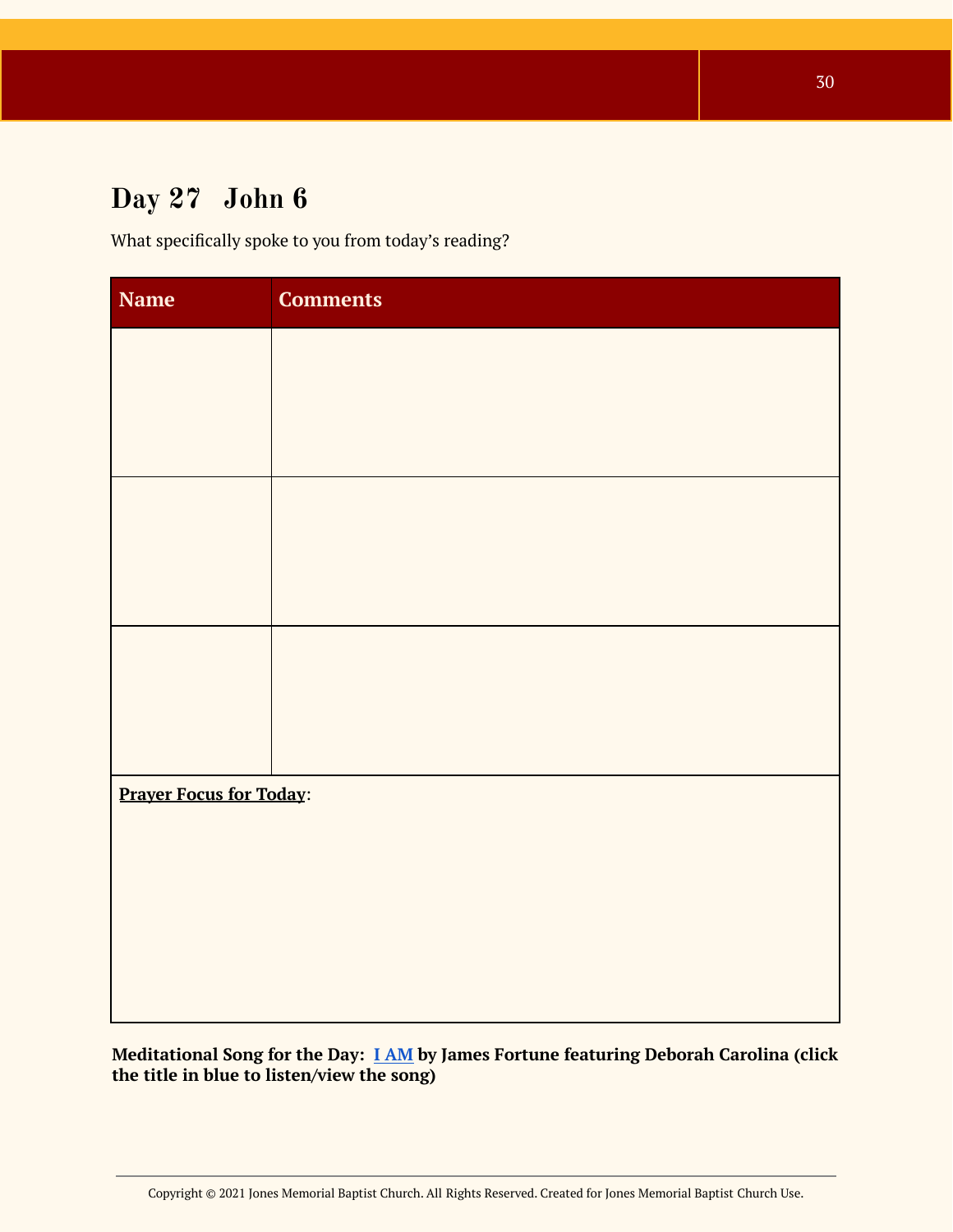# Day 27   John 6

What specifically spoke to you from today's reading?

| Name | Comments |
| --- | --- |
| | |
| | |
| | |

**Prayer Focus for Today**:

**Meditational Song for the Day: I AM by James Fortune featuring Deborah Carolina (click the title in blue to listen/view the song)**

Copyright © 2021 Jones Memorial Baptist Church. All Rights Reserved. Created for Jones Memorial Baptist Church Use.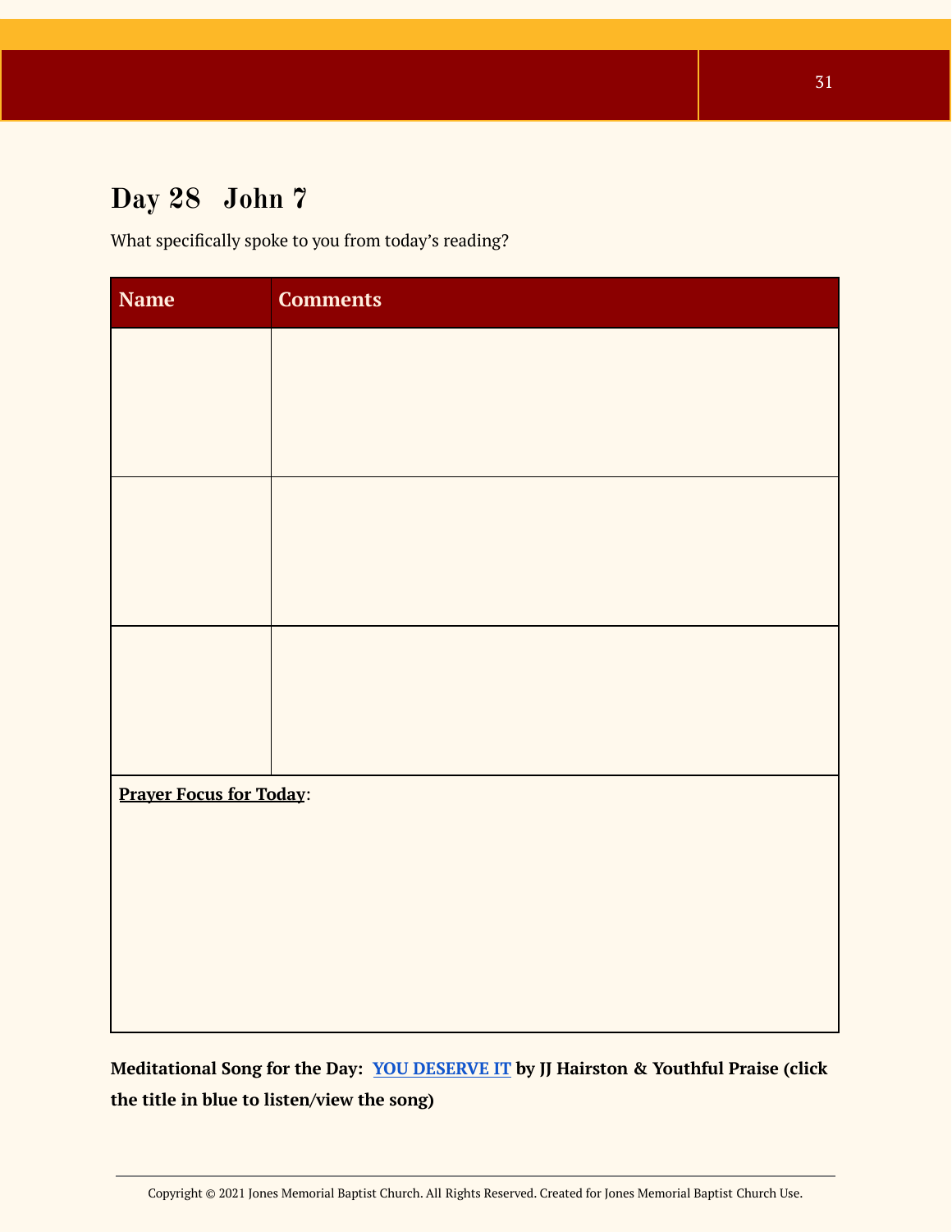# Day 28 John 7

What specifically spoke to you from today's reading?

| Name | Comments |
| --- | --- |
| | |
| | |
| | |

**Prayer Focus for Today**:

**Meditational Song for the Day: YOU DESERVE IT by JJ Hairston & Youthful Praise (click the title in blue to listen/view the song)**

Copyright © 2021 Jones Memorial Baptist Church. All Rights Reserved. Created for Jones Memorial Baptist Church Use.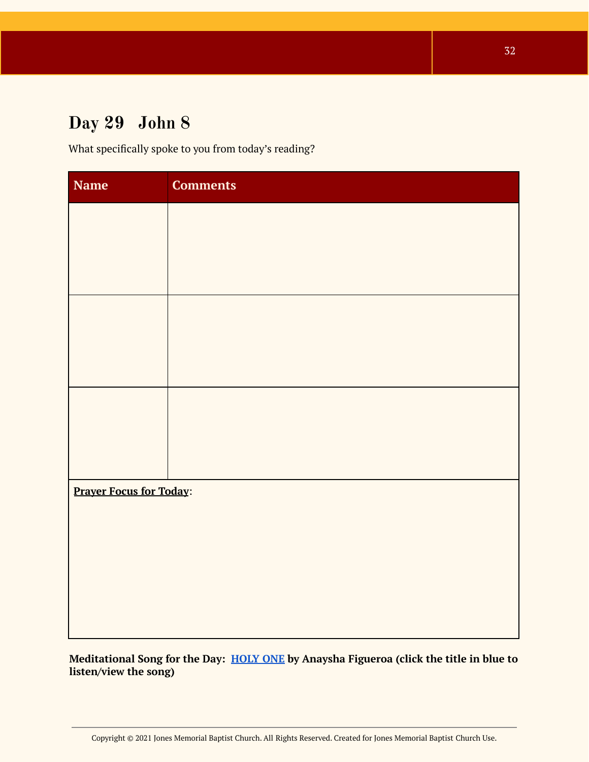# Day 29 John 8

What specifically spoke to you from today's reading?

| Name | Comments |
| --- | --- |
| | |
| | |
| | |

**Prayer Focus for Today**:

**Meditational Song for the Day: HOLY ONE by Anaysha Figueroa (click the title in blue to listen/view the song)**

Copyright © 2021 Jones Memorial Baptist Church. All Rights Reserved. Created for Jones Memorial Baptist Church Use.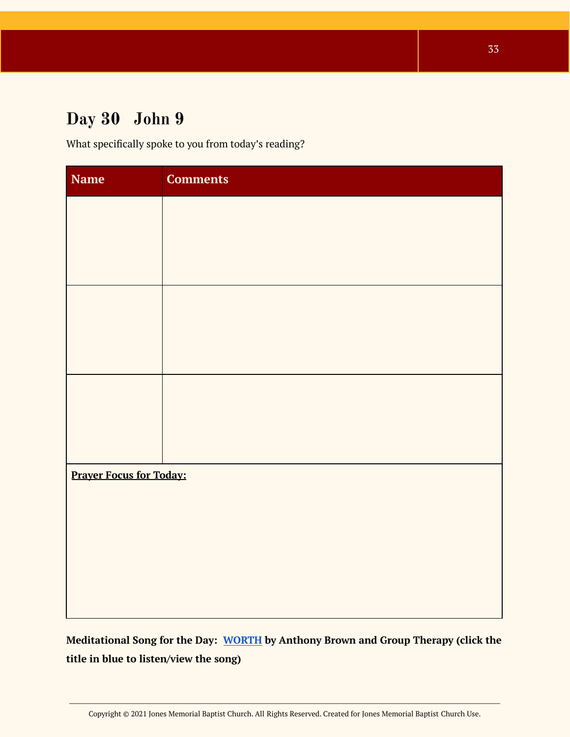# Day 30 John 9

What specifically spoke to you from today's reading?

| Name | Comments |
| --- | --- |
| | |
| | |
| | |

**Prayer Focus for Today:**

**Meditational Song for the Day: WORTH by Anthony Brown and Group Therapy (click the title in blue to listen/view the song)**

Copyright © 2021 Jones Memorial Baptist Church. All Rights Reserved. Created for Jones Memorial Baptist Church Use.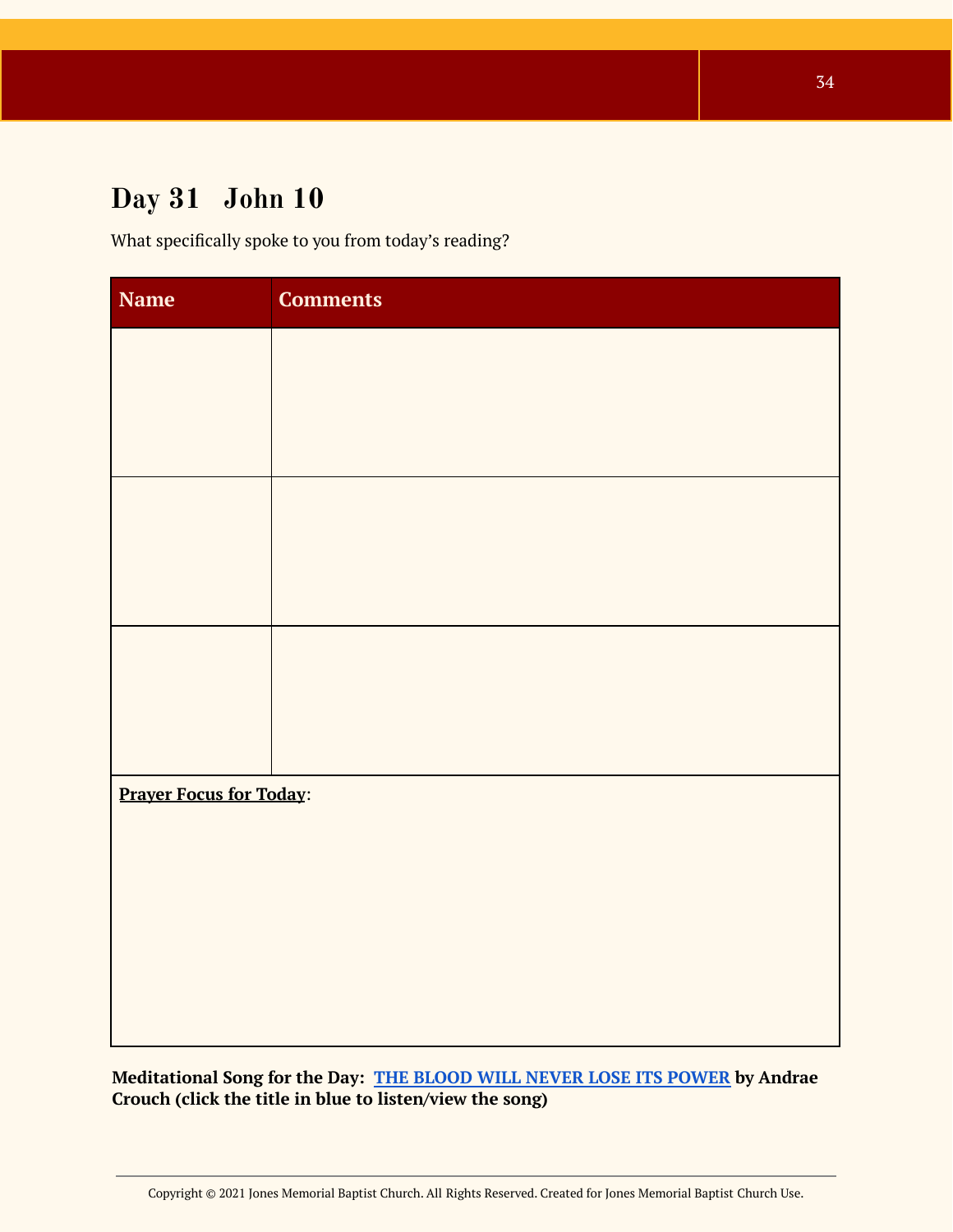# Day 31 John 10

What specifically spoke to you from today's reading?

| Name | Comments |
| --- | --- |
| | |
| | |
| | |

**Prayer Focus for Today**:

**Meditational Song for the Day: THE BLOOD WILL NEVER LOSE ITS POWER by Andrae Crouch (click the title in blue to listen/view the song)**

Copyright © 2021 Jones Memorial Baptist Church. All Rights Reserved. Created for Jones Memorial Baptist Church Use.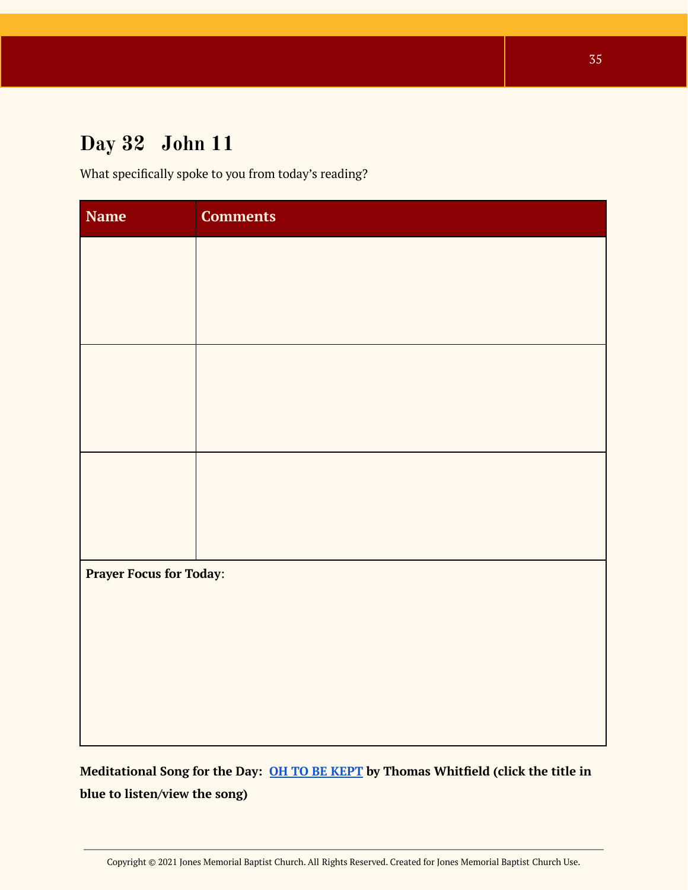## Day 32   John 11

What specifically spoke to you from today's reading?

| Name | Comments |
| --- | --- |
| | |
| | |
| | |

**Prayer Focus for Today**:

**Meditational Song for the Day:** **OH TO BE KEPT** **by Thomas Whitfield (click the title in blue to listen/view the song)**

Copyright © 2021 Jones Memorial Baptist Church. All Rights Reserved. Created for Jones Memorial Baptist Church Use.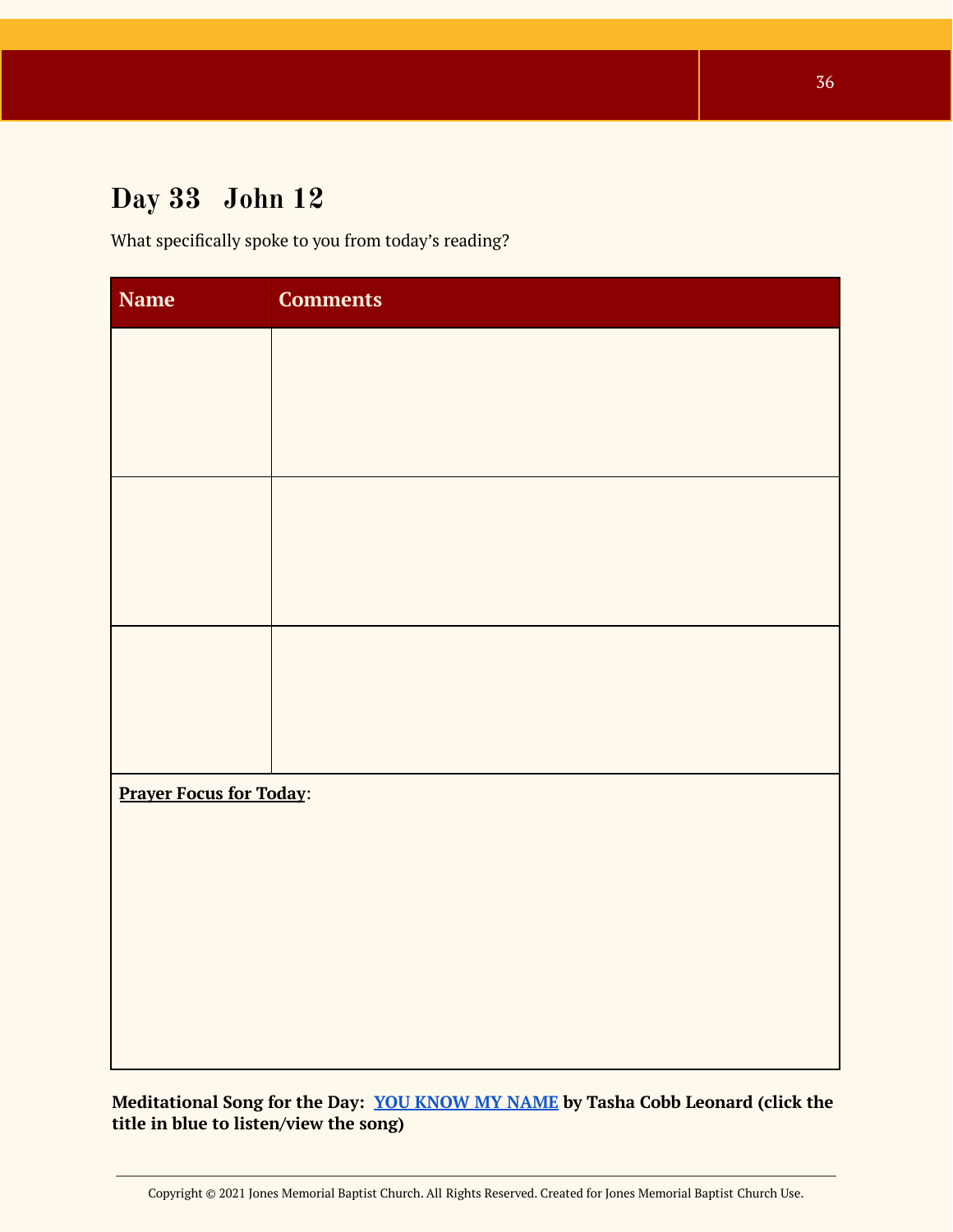## Day 33 John 12

What specifically spoke to you from today's reading?

| Name | Comments |
| --- | --- |
| | |
| | |
| | |

**Prayer Focus for Today**:

**Meditational Song for the Day: YOU KNOW MY NAME by Tasha Cobb Leonard (click the title in blue to listen/view the song)**

Copyright © 2021 Jones Memorial Baptist Church. All Rights Reserved. Created for Jones Memorial Baptist Church Use.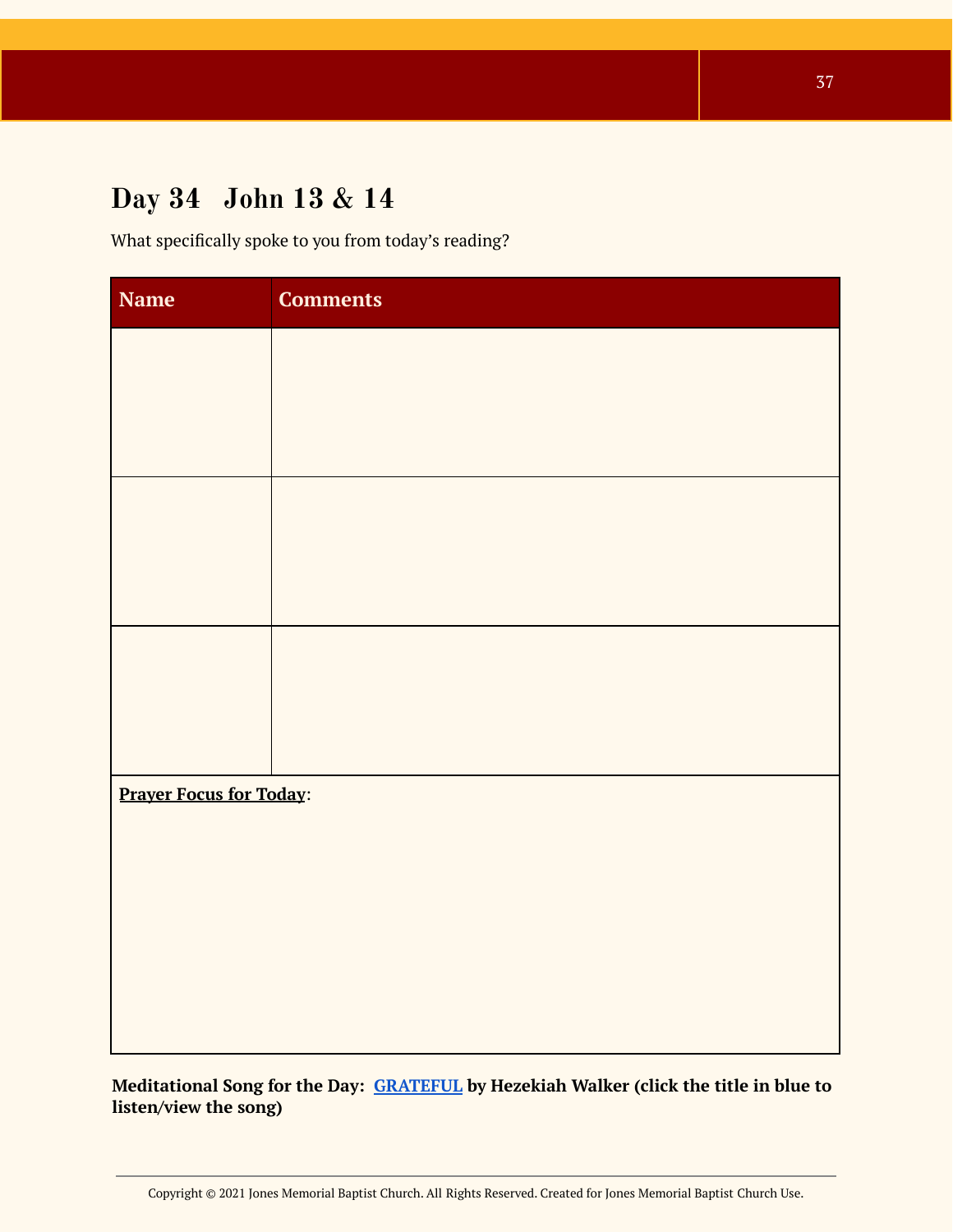## Day 34 John 13 & 14

What specifically spoke to you from today's reading?

| Name | Comments |
|---|---|
| | |
| | |
| | |

**Prayer Focus for Today**:

**Meditational Song for the Day: GRATEFUL by Hezekiah Walker (click the title in blue to listen/view the song)**

Copyright © 2021 Jones Memorial Baptist Church. All Rights Reserved. Created for Jones Memorial Baptist Church Use.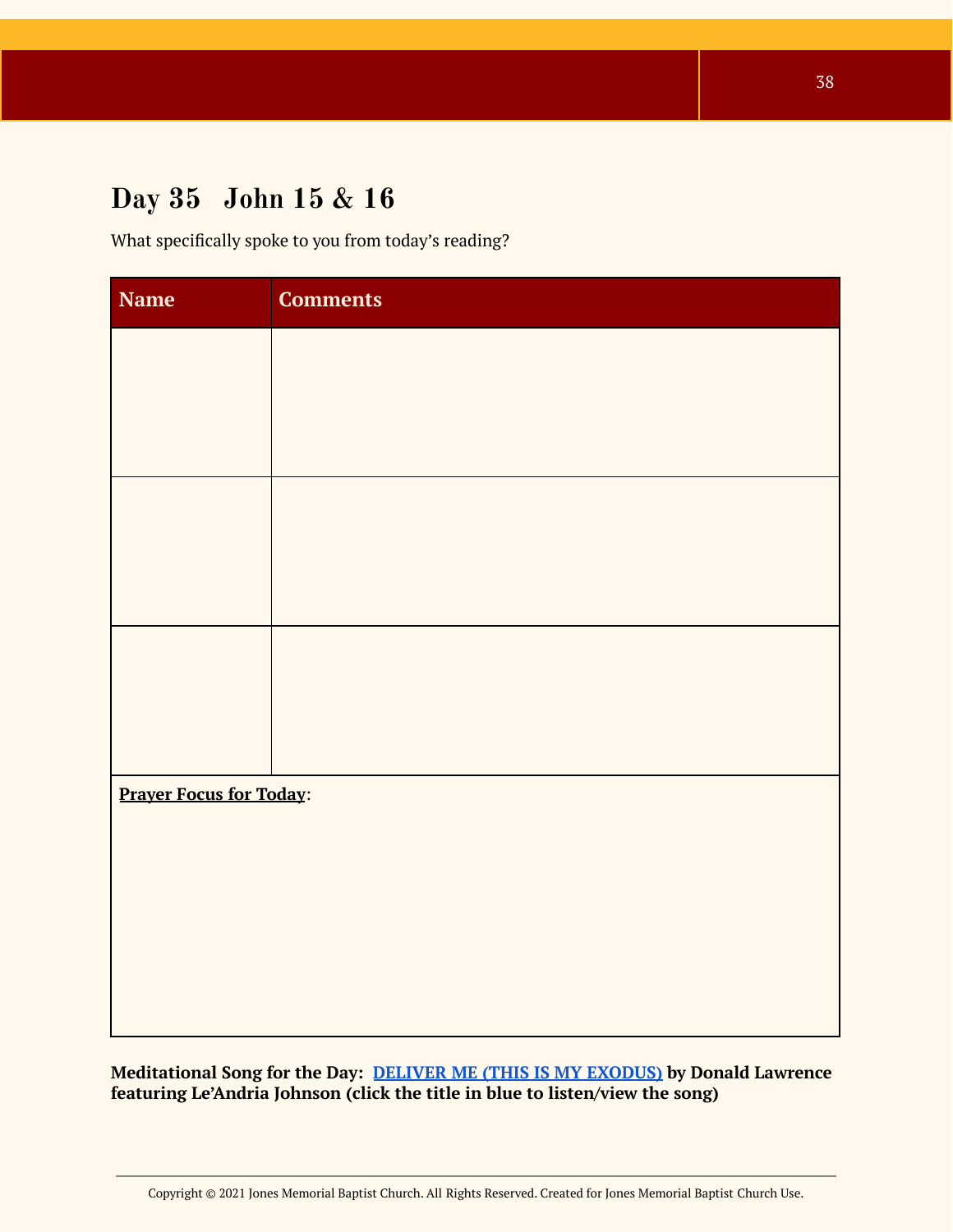## Day 35   John 15 & 16

What specifically spoke to you from today's reading?

| Name | Comments |
| --- | --- |
| | |
| | |
| | |

**Prayer Focus for Today**:

**Meditational Song for the Day: DELIVER ME (THIS IS MY EXODUS) by Donald Lawrence featuring Le'Andria Johnson (click the title in blue to listen/view the song)**

Copyright © 2021 Jones Memorial Baptist Church. All Rights Reserved. Created for Jones Memorial Baptist Church Use.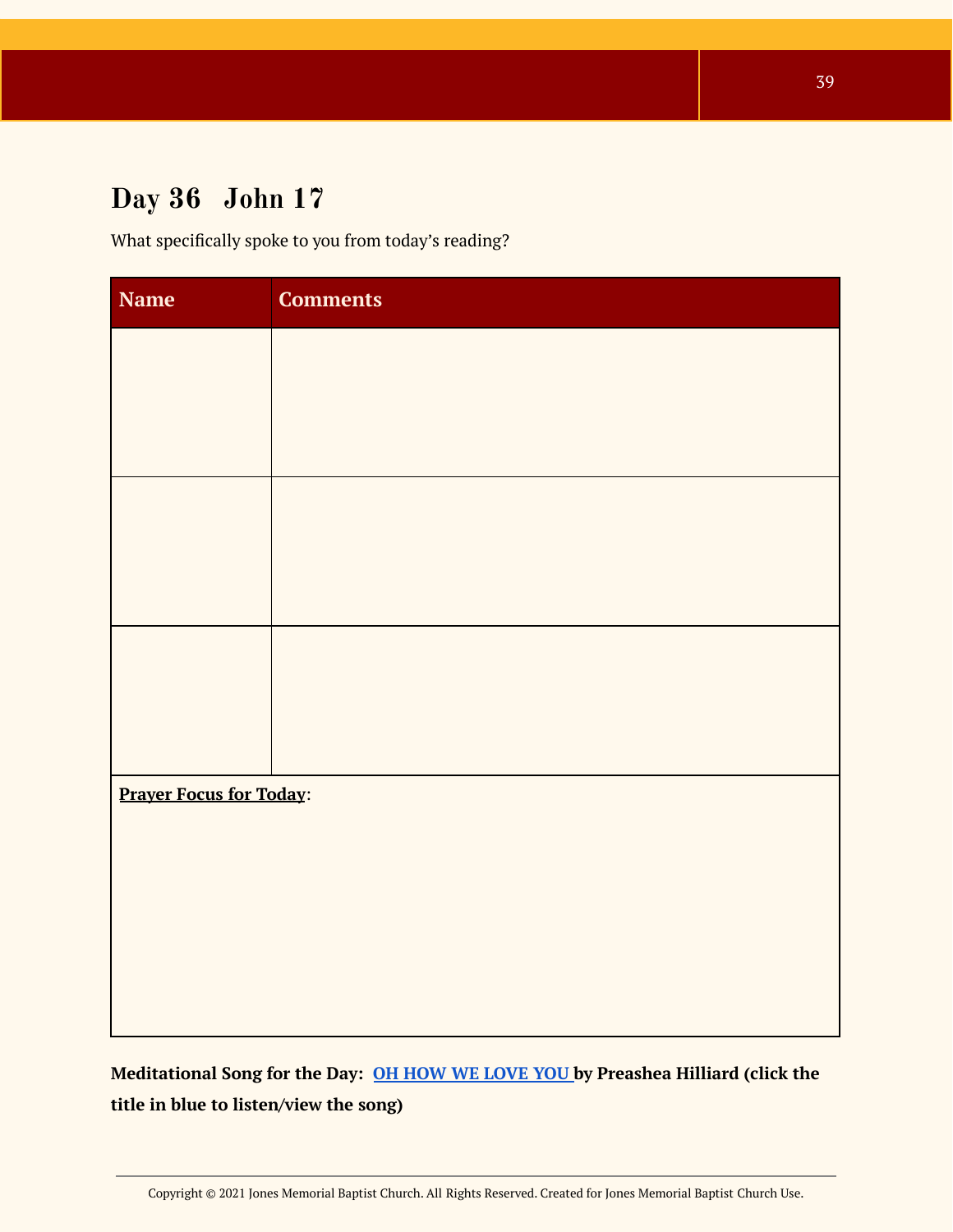# Day 36 John 17

What specifically spoke to you from today's reading?

| Name | Comments |
| --- | --- |
| | |
| | |
| | |

**Prayer Focus for Today**:

**Meditational Song for the Day: OH HOW WE LOVE YOU by Preashea Hilliard (click the title in blue to listen/view the song)**

Copyright © 2021 Jones Memorial Baptist Church. All Rights Reserved. Created for Jones Memorial Baptist Church Use.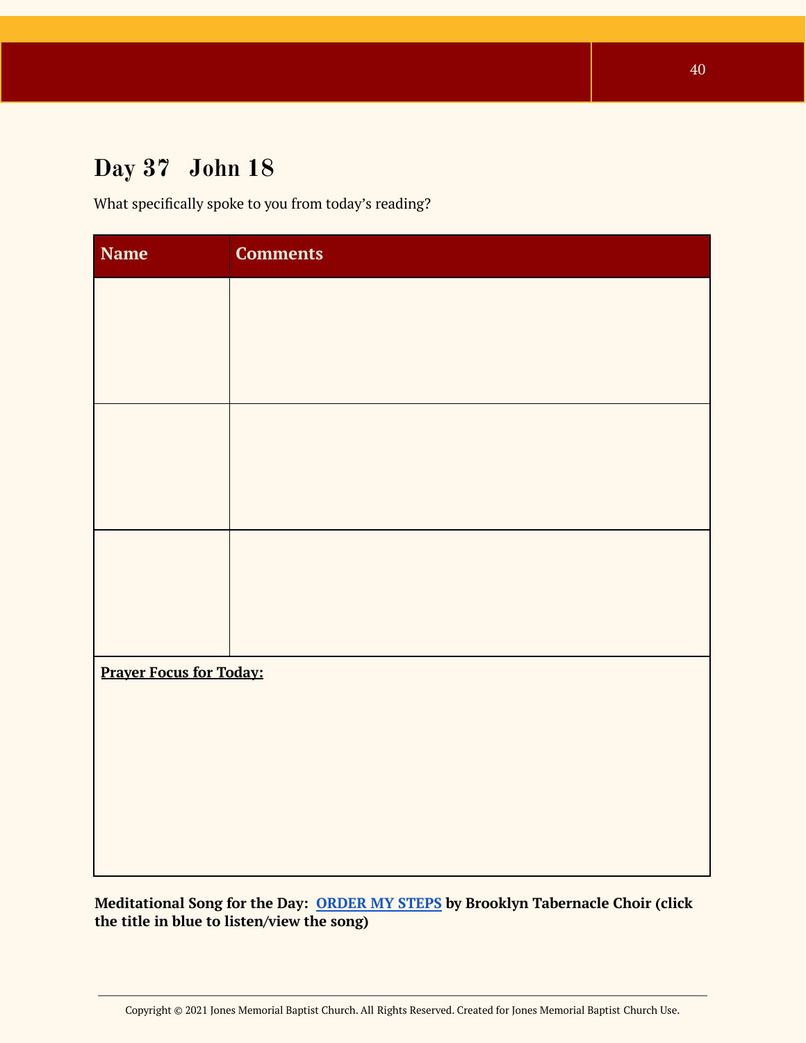## Day 37   John 18

What specifically spoke to you from today's reading?

| Name | Comments |
| --- | --- |
| | |
| | |
| | |

**Prayer Focus for Today:**

**Meditational Song for the Day: ORDER MY STEPS by Brooklyn Tabernacle Choir (click the title in blue to listen/view the song)**

Copyright © 2021 Jones Memorial Baptist Church. All Rights Reserved. Created for Jones Memorial Baptist Church Use.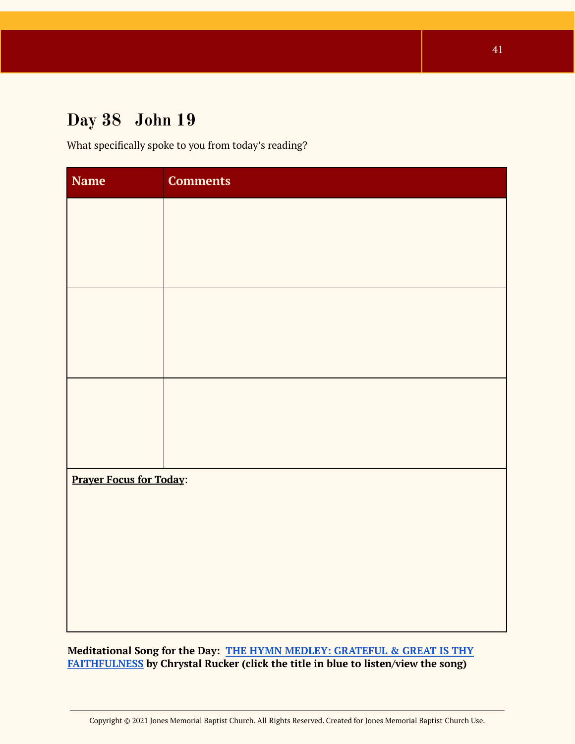## Day 38 John 19

What specifically spoke to you from today's reading?

| Name | Comments |
| --- | --- |
| | |
| | |
| | |

**Prayer Focus for Today**:

**Meditational Song for the Day: THE HYMN MEDLEY: GRATEFUL & GREAT IS THY FAITHFULNESS by Chrystal Rucker (click the title in blue to listen/view the song)**

Copyright © 2021 Jones Memorial Baptist Church. All Rights Reserved. Created for Jones Memorial Baptist Church Use.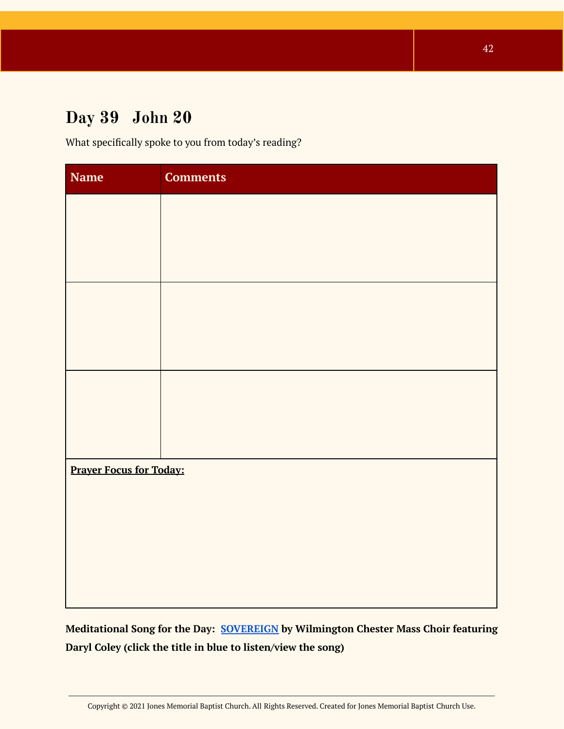## Day 39 John 20

What specifically spoke to you from today's reading?

| Name | Comments |
|---|---|
| | |
| | |
| | |
| **Prayer Focus for Today:** | |

**Meditational Song for the Day: SOVEREIGN by Wilmington Chester Mass Choir featuring Daryl Coley (click the title in blue to listen/view the song)**

Copyright © 2021 Jones Memorial Baptist Church. All Rights Reserved. Created for Jones Memorial Baptist Church Use.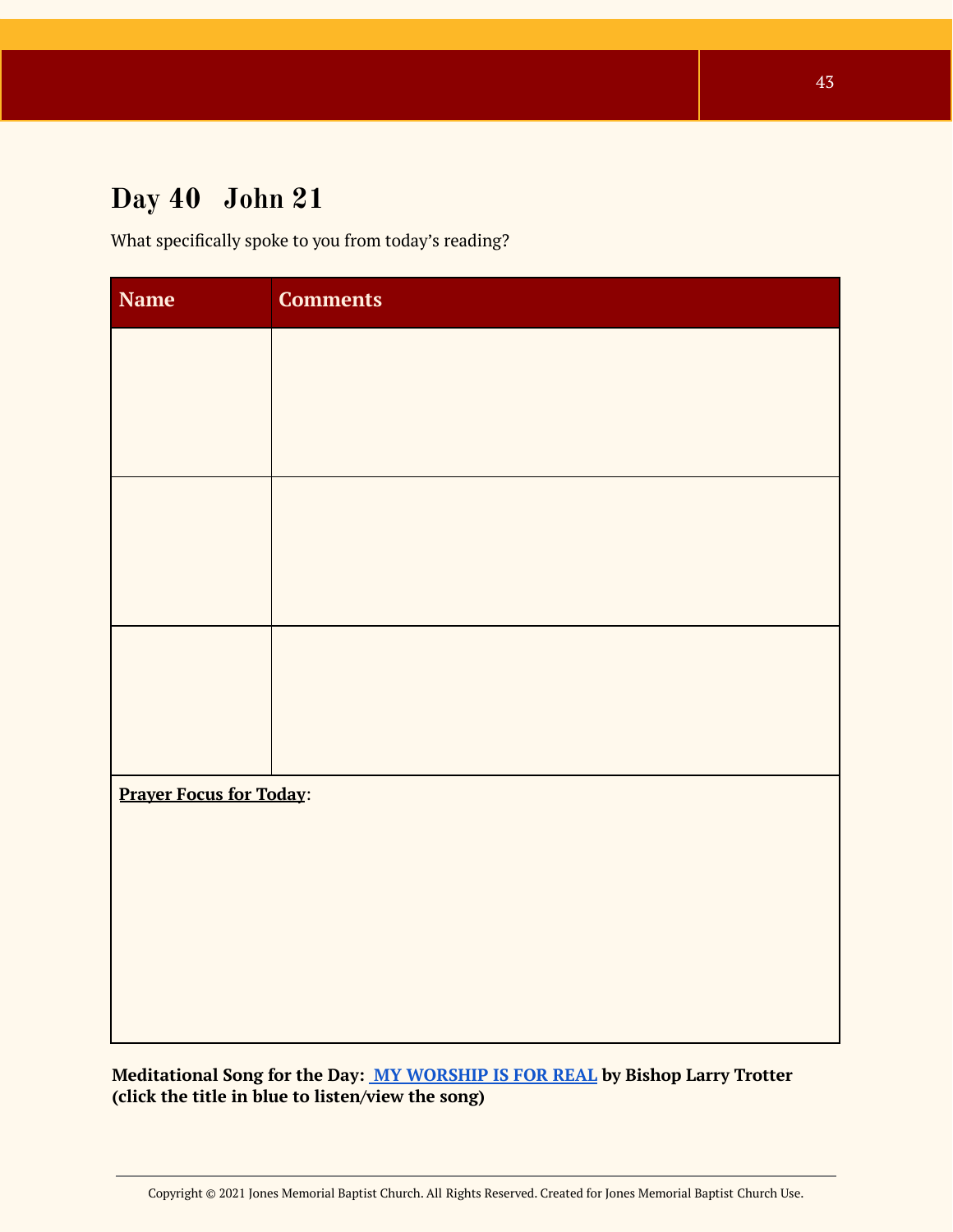## Day 40 John 21

What specifically spoke to you from today's reading?

| Name | Comments |
| --- | --- |
| | |
| | |
| | |

**Prayer Focus for Today**:

**Meditational Song for the Day: MY WORSHIP IS FOR REAL by Bishop Larry Trotter (click the title in blue to listen/view the song)**

Copyright © 2021 Jones Memorial Baptist Church. All Rights Reserved. Created for Jones Memorial Baptist Church Use.